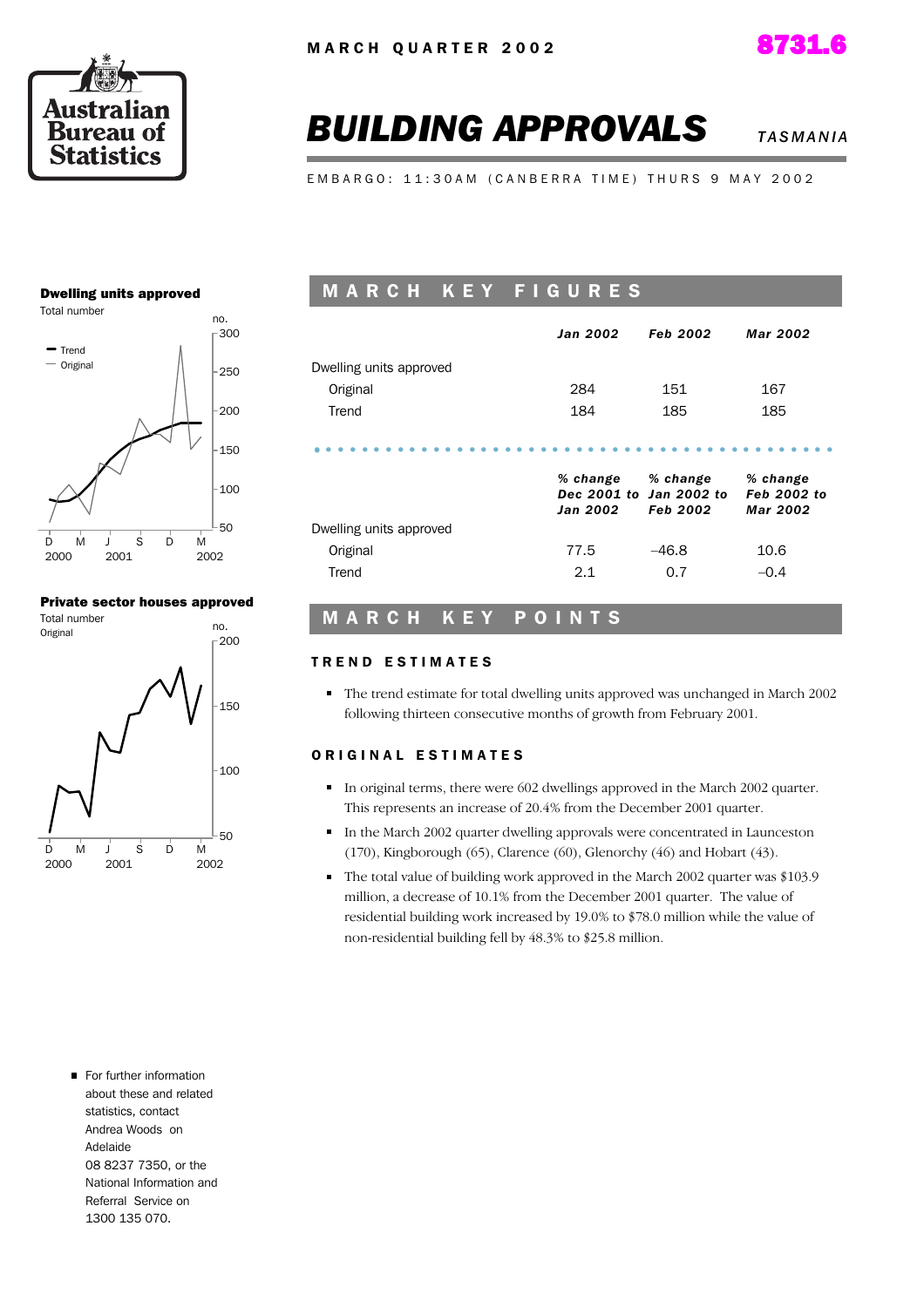MARCH QUARTER 2002

8731.6

# BUILDING APPROVALS

*TASMANIA*

EMBARGO: 11:30AM (CANBERRA TIME) THURS 9 MAY 2002

**Dwelling units approved**

Total number

**Private sector houses approved**

Total number

Original

## MARCH KEY FIGURES

| | *Jan 2002* | *Feb 2002* | *Mar 2002* |
|---|---|---|---|
| Dwelling units approved | | | |
| Original | 284 | 151 | 167 |
| Trend | 184 | 185 | 185 |

| | *% change Dec 2001 to Jan 2002* | *% change Jan 2002 to Feb 2002* | *% change Feb 2002 to Mar 2002* |
|---|---|---|---|
| Dwelling units approved | | | |
| Original | 77.5 | –46.8 | 10.6 |
| Trend | 2.1 | 0.7 | –0.4 |

## MARCH KEY POINTS

### TREND ESTIMATES

- The trend estimate for total dwelling units approved was unchanged in March 2002 following thirteen consecutive months of growth from February 2001.

### ORIGINAL ESTIMATES

- In original terms, there were 602 dwellings approved in the March 2002 quarter. This represents an increase of 20.4% from the December 2001 quarter.
- In the March 2002 quarter dwelling approvals were concentrated in Launceston (170), Kingborough (65), Clarence (60), Glenorchy (46) and Hobart (43).
- The total value of building work approved in the March 2002 quarter was $103.9 million, a decrease of 10.1% from the December 2001 quarter. The value of residential building work increased by 19.0% to $78.0 million while the value of non-residential building fell by 48.3% to $25.8 million.

- For further information about these and related statistics, contact Andrea Woods on Adelaide 08 8237 7350, or the National Information and Referral Service on 1300 135 070.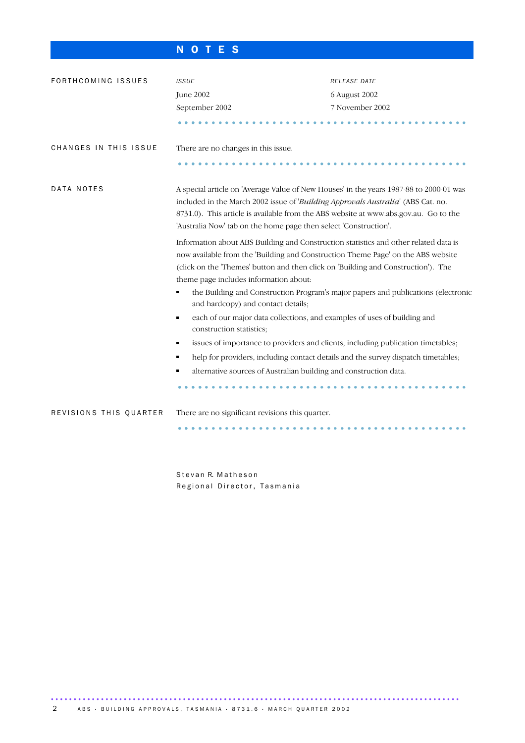# NOTES

## FORTHCOMING ISSUES

| *ISSUE* | *RELEASE DATE* |
|---|---|
| June 2002 | 6 August 2002 |
| September 2002 | 7 November 2002 |

## CHANGES IN THIS ISSUE

There are no changes in this issue.

## DATA NOTES

A special article on 'Average Value of New Houses' in the years 1987-88 to 2000-01 was included in the March 2002 issue of '*Building Approvals Australia*' (ABS Cat. no. 8731.0). This article is available from the ABS website at www.abs.gov.au. Go to the 'Australia Now' tab on the home page then select 'Construction'.

Information about ABS Building and Construction statistics and other related data is now available from the 'Building and Construction Theme Page' on the ABS website (click on the 'Themes' button and then click on 'Building and Construction'). The theme page includes information about:

- the Building and Construction Program's major papers and publications (electronic and hardcopy) and contact details;
- each of our major data collections, and examples of uses of building and construction statistics;
- issues of importance to providers and clients, including publication timetables;
- help for providers, including contact details and the survey dispatch timetables;
- alternative sources of Australian building and construction data.

## REVISIONS THIS QUARTER

There are no significant revisions this quarter.

Stevan R. Matheson
Regional Director, Tasmania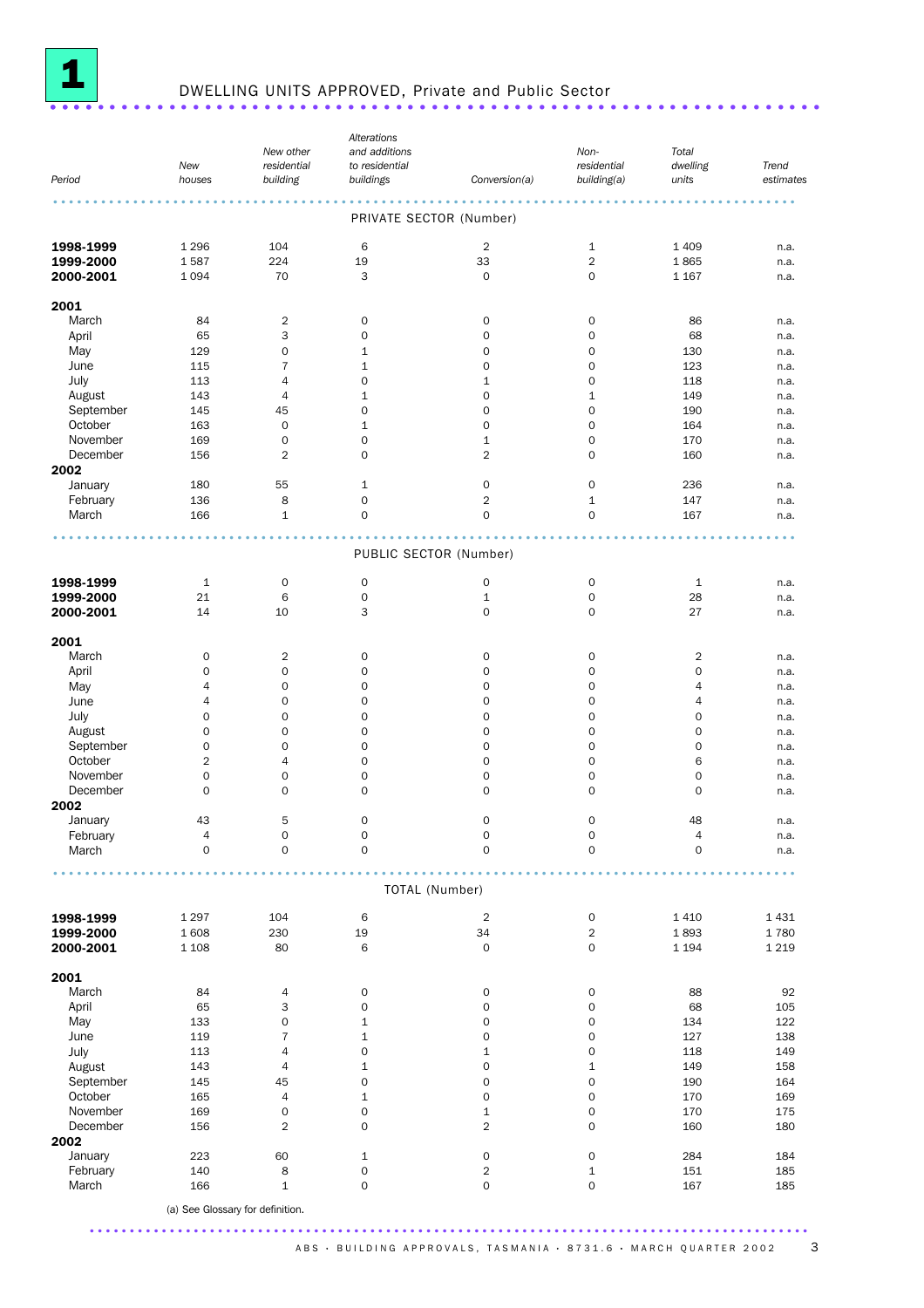# 1 DWELLING UNITS APPROVED, Private and Public Sector

| Period | New houses | New other residential building | Alterations and additions to residential buildings | Conversion(a) | Non-residential building(a) | Total dwelling units | Trend estimates |
|---|---|---|---|---|---|---|---|
| **PRIVATE SECTOR (Number)** | | | | | | | |
| **1998-1999** | 1 296 | 104 | 6 | 2 | 1 | 1 409 | n.a. |
| **1999-2000** | 1 587 | 224 | 19 | 33 | 2 | 1 865 | n.a. |
| **2000-2001** | 1 094 | 70 | 3 | 0 | 0 | 1 167 | n.a. |
| **2001** | | | | | | | |
| March | 84 | 2 | 0 | 0 | 0 | 86 | n.a. |
| April | 65 | 3 | 0 | 0 | 0 | 68 | n.a. |
| May | 129 | 0 | 1 | 0 | 0 | 130 | n.a. |
| June | 115 | 7 | 1 | 0 | 0 | 123 | n.a. |
| July | 113 | 4 | 0 | 1 | 0 | 118 | n.a. |
| August | 143 | 4 | 1 | 0 | 1 | 149 | n.a. |
| September | 145 | 45 | 0 | 0 | 0 | 190 | n.a. |
| October | 163 | 0 | 1 | 0 | 0 | 164 | n.a. |
| November | 169 | 0 | 0 | 1 | 0 | 170 | n.a. |
| December | 156 | 2 | 0 | 2 | 0 | 160 | n.a. |
| **2002** | | | | | | | |
| January | 180 | 55 | 1 | 0 | 0 | 236 | n.a. |
| February | 136 | 8 | 0 | 2 | 1 | 147 | n.a. |
| March | 166 | 1 | 0 | 0 | 0 | 167 | n.a. |
| **PUBLIC SECTOR (Number)** | | | | | | | |
| **1998-1999** | 1 | 0 | 0 | 0 | 0 | 1 | n.a. |
| **1999-2000** | 21 | 6 | 0 | 1 | 0 | 28 | n.a. |
| **2000-2001** | 14 | 10 | 3 | 0 | 0 | 27 | n.a. |
| **2001** | | | | | | | |
| March | 0 | 2 | 0 | 0 | 0 | 2 | n.a. |
| April | 0 | 0 | 0 | 0 | 0 | 0 | n.a. |
| May | 4 | 0 | 0 | 0 | 0 | 4 | n.a. |
| June | 4 | 0 | 0 | 0 | 0 | 4 | n.a. |
| July | 0 | 0 | 0 | 0 | 0 | 0 | n.a. |
| August | 0 | 0 | 0 | 0 | 0 | 0 | n.a. |
| September | 0 | 0 | 0 | 0 | 0 | 0 | n.a. |
| October | 2 | 4 | 0 | 0 | 0 | 6 | n.a. |
| November | 0 | 0 | 0 | 0 | 0 | 0 | n.a. |
| December | 0 | 0 | 0 | 0 | 0 | 0 | n.a. |
| **2002** | | | | | | | |
| January | 43 | 5 | 0 | 0 | 0 | 48 | n.a. |
| February | 4 | 0 | 0 | 0 | 0 | 4 | n.a. |
| March | 0 | 0 | 0 | 0 | 0 | 0 | n.a. |
| **TOTAL (Number)** | | | | | | | |
| **1998-1999** | 1 297 | 104 | 6 | 2 | 0 | 1 410 | 1 431 |
| **1999-2000** | 1 608 | 230 | 19 | 34 | 2 | 1 893 | 1 780 |
| **2000-2001** | 1 108 | 80 | 6 | 0 | 0 | 1 194 | 1 219 |
| **2001** | | | | | | | |
| March | 84 | 4 | 0 | 0 | 0 | 88 | 92 |
| April | 65 | 3 | 0 | 0 | 0 | 68 | 105 |
| May | 133 | 0 | 1 | 0 | 0 | 134 | 122 |
| June | 119 | 7 | 1 | 0 | 0 | 127 | 138 |
| July | 113 | 4 | 0 | 1 | 0 | 118 | 149 |
| August | 143 | 4 | 1 | 0 | 1 | 149 | 158 |
| September | 145 | 45 | 0 | 0 | 0 | 190 | 164 |
| October | 165 | 4 | 1 | 0 | 0 | 170 | 169 |
| November | 169 | 0 | 0 | 1 | 0 | 170 | 175 |
| December | 156 | 2 | 0 | 2 | 0 | 160 | 180 |
| **2002** | | | | | | | |
| January | 223 | 60 | 1 | 0 | 0 | 284 | 184 |
| February | 140 | 8 | 0 | 2 | 1 | 151 | 185 |
| March | 166 | 1 | 0 | 0 | 0 | 167 | 185 |

(a) See Glossary for definition.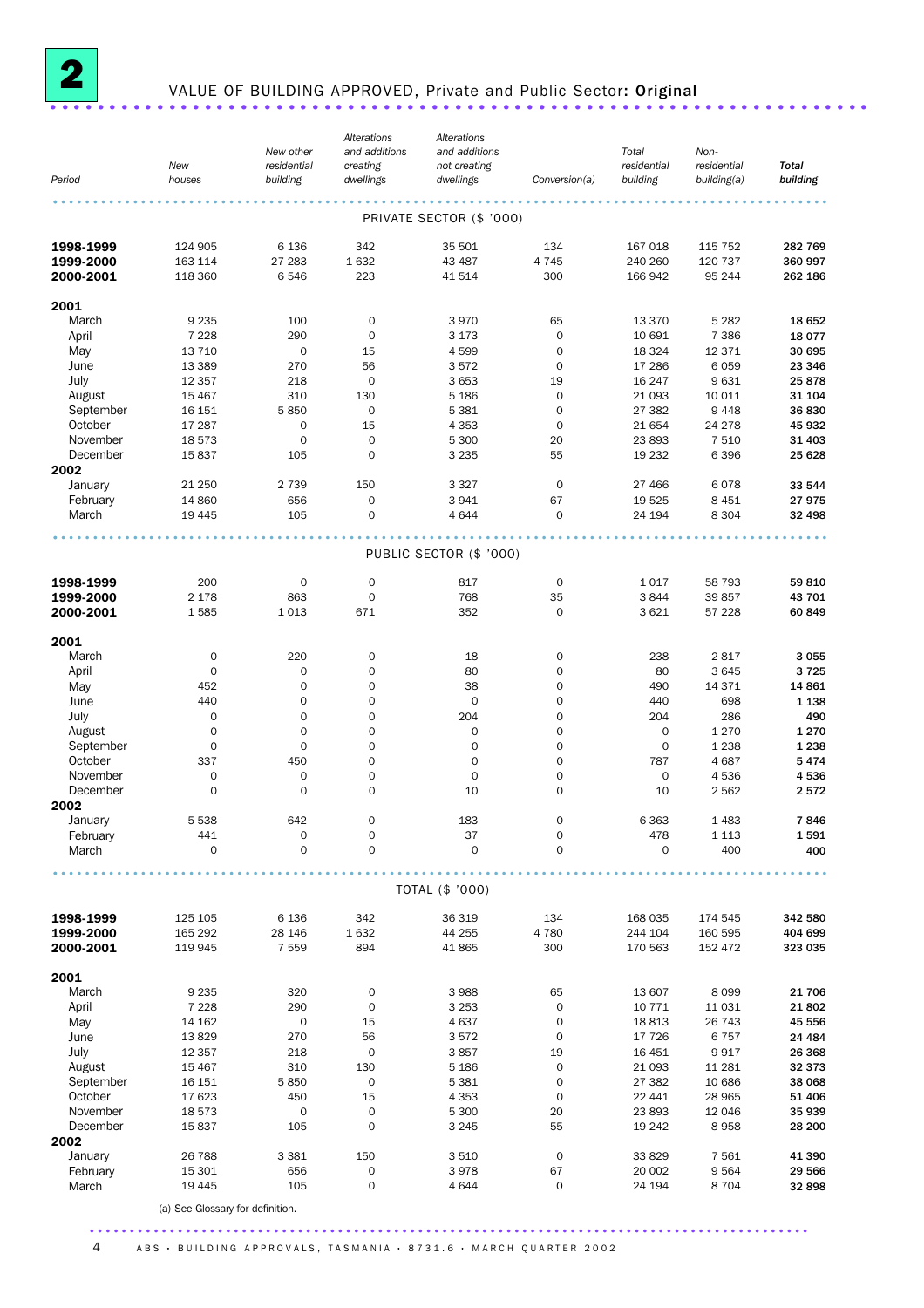## 2 VALUE OF BUILDING APPROVED, Private and Public Sector: Original

| Period | New houses | New other residential building | Alterations and additions creating dwellings | Alterations and additions not creating dwellings | Conversion(a) | Total residential building | Non-residential building(a) | Total building |
|---|---|---|---|---|---|---|---|---|
| | | | | PRIVATE SECTOR ($ '000) | | | | |
| **1998-1999** | 124 905 | 6 136 | 342 | 35 501 | 134 | 167 018 | 115 752 | **282 769** |
| **1999-2000** | 163 114 | 27 283 | 1 632 | 43 487 | 4 745 | 240 260 | 120 737 | **360 997** |
| **2000-2001** | 118 360 | 6 546 | 223 | 41 514 | 300 | 166 942 | 95 244 | **262 186** |
| **2001** | | | | | | | | |
| March | 9 235 | 100 | 0 | 3 970 | 65 | 13 370 | 5 282 | **18 652** |
| April | 7 228 | 290 | 0 | 3 173 | 0 | 10 691 | 7 386 | **18 077** |
| May | 13 710 | 0 | 15 | 4 599 | 0 | 18 324 | 12 371 | **30 695** |
| June | 13 389 | 270 | 56 | 3 572 | 0 | 17 286 | 6 059 | **23 346** |
| July | 12 357 | 218 | 0 | 3 653 | 19 | 16 247 | 9 631 | **25 878** |
| August | 15 467 | 310 | 130 | 5 186 | 0 | 21 093 | 10 011 | **31 104** |
| September | 16 151 | 5 850 | 0 | 5 381 | 0 | 27 382 | 9 448 | **36 830** |
| October | 17 287 | 0 | 15 | 4 353 | 0 | 21 654 | 24 278 | **45 932** |
| November | 18 573 | 0 | 0 | 5 300 | 20 | 23 893 | 7 510 | **31 403** |
| December | 15 837 | 105 | 0 | 3 235 | 55 | 19 232 | 6 396 | **25 628** |
| **2002** | | | | | | | | |
| January | 21 250 | 2 739 | 150 | 3 327 | 0 | 27 466 | 6 078 | **33 544** |
| February | 14 860 | 656 | 0 | 3 941 | 67 | 19 525 | 8 451 | **27 975** |
| March | 19 445 | 105 | 0 | 4 644 | 0 | 24 194 | 8 304 | **32 498** |
| | | | | PUBLIC SECTOR ($ '000) | | | | |
| **1998-1999** | 200 | 0 | 0 | 817 | 0 | 1 017 | 58 793 | **59 810** |
| **1999-2000** | 2 178 | 863 | 0 | 768 | 35 | 3 844 | 39 857 | **43 701** |
| **2000-2001** | 1 585 | 1 013 | 671 | 352 | 0 | 3 621 | 57 228 | **60 849** |
| **2001** | | | | | | | | |
| March | 0 | 220 | 0 | 18 | 0 | 238 | 2 817 | **3 055** |
| April | 0 | 0 | 0 | 80 | 0 | 80 | 3 645 | **3 725** |
| May | 452 | 0 | 0 | 38 | 0 | 490 | 14 371 | **14 861** |
| June | 440 | 0 | 0 | 0 | 0 | 440 | 698 | **1 138** |
| July | 0 | 0 | 0 | 204 | 0 | 204 | 286 | **490** |
| August | 0 | 0 | 0 | 0 | 0 | 0 | 1 270 | **1 270** |
| September | 0 | 0 | 0 | 0 | 0 | 0 | 1 238 | **1 238** |
| October | 337 | 450 | 0 | 0 | 0 | 787 | 4 687 | **5 474** |
| November | 0 | 0 | 0 | 0 | 0 | 0 | 4 536 | **4 536** |
| December | 0 | 0 | 0 | 10 | 0 | 10 | 2 562 | **2 572** |
| **2002** | | | | | | | | |
| January | 5 538 | 642 | 0 | 183 | 0 | 6 363 | 1 483 | **7 846** |
| February | 441 | 0 | 0 | 37 | 0 | 478 | 1 113 | **1 591** |
| March | 0 | 0 | 0 | 0 | 0 | 0 | 400 | **400** |
| | | | | TOTAL ($ '000) | | | | |
| **1998-1999** | 125 105 | 6 136 | 342 | 36 319 | 134 | 168 035 | 174 545 | **342 580** |
| **1999-2000** | 165 292 | 28 146 | 1 632 | 44 255 | 4 780 | 244 104 | 160 595 | **404 699** |
| **2000-2001** | 119 945 | 7 559 | 894 | 41 865 | 300 | 170 563 | 152 472 | **323 035** |
| **2001** | | | | | | | | |
| March | 9 235 | 320 | 0 | 3 988 | 65 | 13 607 | 8 099 | **21 706** |
| April | 7 228 | 290 | 0 | 3 253 | 0 | 10 771 | 11 031 | **21 802** |
| May | 14 162 | 0 | 15 | 4 637 | 0 | 18 813 | 26 743 | **45 556** |
| June | 13 829 | 270 | 56 | 3 572 | 0 | 17 726 | 6 757 | **24 484** |
| July | 12 357 | 218 | 0 | 3 857 | 19 | 16 451 | 9 917 | **26 368** |
| August | 15 467 | 310 | 130 | 5 186 | 0 | 21 093 | 11 281 | **32 373** |
| September | 16 151 | 5 850 | 0 | 5 381 | 0 | 27 382 | 10 686 | **38 068** |
| October | 17 623 | 450 | 15 | 4 353 | 0 | 22 441 | 28 965 | **51 406** |
| November | 18 573 | 0 | 0 | 5 300 | 20 | 23 893 | 12 046 | **35 939** |
| December | 15 837 | 105 | 0 | 3 245 | 55 | 19 242 | 8 958 | **28 200** |
| **2002** | | | | | | | | |
| January | 26 788 | 3 381 | 150 | 3 510 | 0 | 33 829 | 7 561 | **41 390** |
| February | 15 301 | 656 | 0 | 3 978 | 67 | 20 002 | 9 564 | **29 566** |
| March | 19 445 | 105 | 0 | 4 644 | 0 | 24 194 | 8 704 | **32 898** |

(a) See Glossary for definition.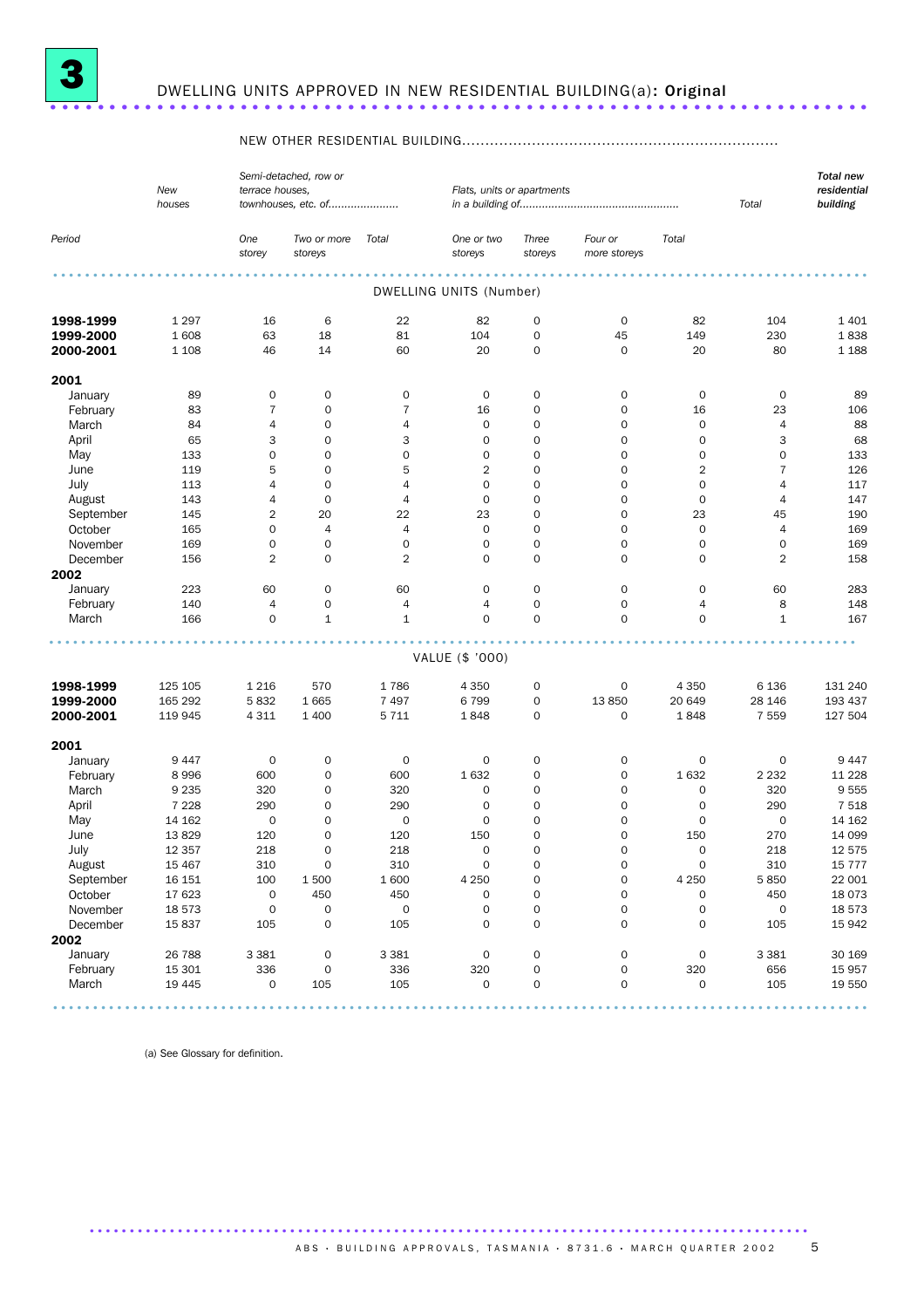# 3 DWELLING UNITS APPROVED IN NEW RESIDENTIAL BUILDING(a): Original

| Period | New houses | NEW OTHER RESIDENTIAL BUILDING: Semi-detached, row or terrace houses, townhouses, etc. of — One storey | Two or more storeys | Total | Flats, units or apartments in a building of — One or two storeys | Three storeys | Four or more storeys | Total | Total | Total new residential building |
|---|---|---|---|---|---|---|---|---|---|---|
| **DWELLING UNITS (Number)** | | | | | | | | | | |
| **1998-1999** | 1 297 | 16 | 6 | 22 | 82 | 0 | 0 | 82 | 104 | 1 401 |
| **1999-2000** | 1 608 | 63 | 18 | 81 | 104 | 0 | 45 | 149 | 230 | 1 838 |
| **2000-2001** | 1 108 | 46 | 14 | 60 | 20 | 0 | 0 | 20 | 80 | 1 188 |
| **2001** | | | | | | | | | | |
| January | 89 | 0 | 0 | 0 | 0 | 0 | 0 | 0 | 0 | 89 |
| February | 83 | 7 | 0 | 7 | 16 | 0 | 0 | 16 | 23 | 106 |
| March | 84 | 4 | 0 | 4 | 0 | 0 | 0 | 0 | 4 | 88 |
| April | 65 | 3 | 0 | 3 | 0 | 0 | 0 | 0 | 3 | 68 |
| May | 133 | 0 | 0 | 0 | 0 | 0 | 0 | 0 | 0 | 133 |
| June | 119 | 5 | 0 | 5 | 2 | 0 | 0 | 2 | 7 | 126 |
| July | 113 | 4 | 0 | 4 | 0 | 0 | 0 | 0 | 4 | 117 |
| August | 143 | 4 | 0 | 4 | 0 | 0 | 0 | 0 | 4 | 147 |
| September | 145 | 2 | 20 | 22 | 23 | 0 | 0 | 23 | 45 | 190 |
| October | 165 | 0 | 4 | 4 | 0 | 0 | 0 | 0 | 4 | 169 |
| November | 169 | 0 | 0 | 0 | 0 | 0 | 0 | 0 | 0 | 169 |
| December | 156 | 2 | 0 | 2 | 0 | 0 | 0 | 0 | 2 | 158 |
| **2002** | | | | | | | | | | |
| January | 223 | 60 | 0 | 60 | 0 | 0 | 0 | 0 | 60 | 283 |
| February | 140 | 4 | 0 | 4 | 4 | 0 | 0 | 4 | 8 | 148 |
| March | 166 | 0 | 1 | 1 | 0 | 0 | 0 | 0 | 1 | 167 |
| **VALUE ($ '000)** | | | | | | | | | | |
| **1998-1999** | 125 105 | 1 216 | 570 | 1 786 | 4 350 | 0 | 0 | 4 350 | 6 136 | 131 240 |
| **1999-2000** | 165 292 | 5 832 | 1 665 | 7 497 | 6 799 | 0 | 13 850 | 20 649 | 28 146 | 193 437 |
| **2000-2001** | 119 945 | 4 311 | 1 400 | 5 711 | 1 848 | 0 | 0 | 1 848 | 7 559 | 127 504 |
| **2001** | | | | | | | | | | |
| January | 9 447 | 0 | 0 | 0 | 0 | 0 | 0 | 0 | 0 | 9 447 |
| February | 8 996 | 600 | 0 | 600 | 1 632 | 0 | 0 | 1 632 | 2 232 | 11 228 |
| March | 9 235 | 320 | 0 | 320 | 0 | 0 | 0 | 0 | 320 | 9 555 |
| April | 7 228 | 290 | 0 | 290 | 0 | 0 | 0 | 0 | 290 | 7 518 |
| May | 14 162 | 0 | 0 | 0 | 0 | 0 | 0 | 0 | 0 | 14 162 |
| June | 13 829 | 120 | 0 | 120 | 150 | 0 | 0 | 150 | 270 | 14 099 |
| July | 12 357 | 218 | 0 | 218 | 0 | 0 | 0 | 0 | 218 | 12 575 |
| August | 15 467 | 310 | 0 | 310 | 0 | 0 | 0 | 0 | 310 | 15 777 |
| September | 16 151 | 100 | 1 500 | 1 600 | 4 250 | 0 | 0 | 4 250 | 5 850 | 22 001 |
| October | 17 623 | 0 | 450 | 450 | 0 | 0 | 0 | 0 | 450 | 18 073 |
| November | 18 573 | 0 | 0 | 0 | 0 | 0 | 0 | 0 | 0 | 18 573 |
| December | 15 837 | 105 | 0 | 105 | 0 | 0 | 0 | 0 | 105 | 15 942 |
| **2002** | | | | | | | | | | |
| January | 26 788 | 3 381 | 0 | 3 381 | 0 | 0 | 0 | 0 | 3 381 | 30 169 |
| February | 15 301 | 336 | 0 | 336 | 320 | 0 | 0 | 320 | 656 | 15 957 |
| March | 19 445 | 0 | 105 | 105 | 0 | 0 | 0 | 0 | 105 | 19 550 |

(a) See Glossary for definition.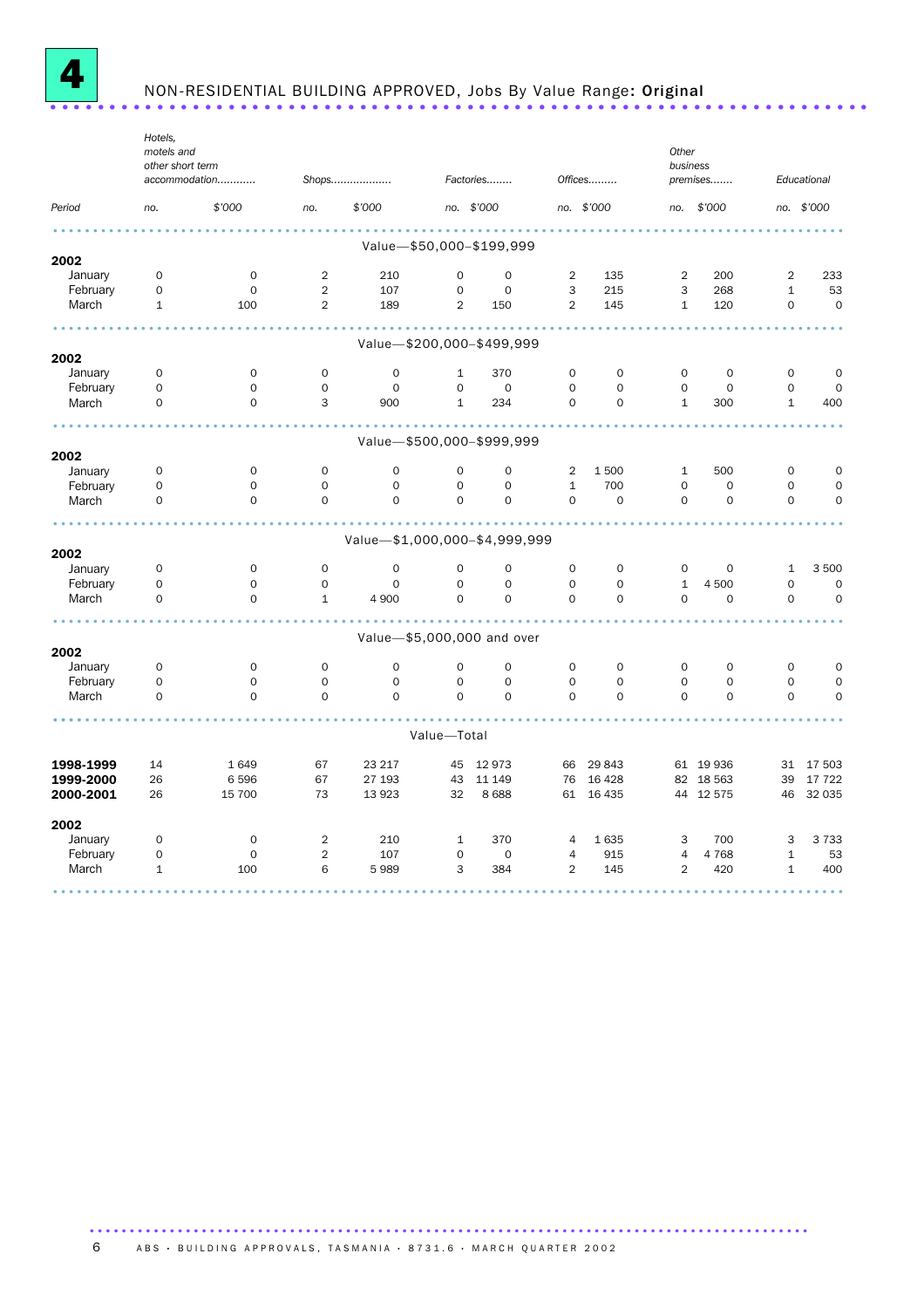# 4 NON-RESIDENTIAL BUILDING APPROVED, Jobs By Value Range: **Original**

| Period | Hotels, motels and other short term accommodation | | Shops | | Factories | | Offices | | Other business premises | | Educational | |
|---|---|---|---|---|---|---|---|---|---|---|---|---|
| | no. | $'000 | no. | $'000 | no. | $'000 | no. | $'000 | no. | $'000 | no. | $'000 |
| **Value—$50,000–$199,999** | | | | | | | | | | | | |
| **2002** | | | | | | | | | | | | |
| January | 0 | 0 | 2 | 210 | 0 | 0 | 2 | 135 | 2 | 200 | 2 | 233 |
| February | 0 | 0 | 2 | 107 | 0 | 0 | 3 | 215 | 3 | 268 | 1 | 53 |
| March | 1 | 100 | 2 | 189 | 2 | 150 | 2 | 145 | 1 | 120 | 0 | 0 |
| **Value—$200,000–$499,999** | | | | | | | | | | | | |
| **2002** | | | | | | | | | | | | |
| January | 0 | 0 | 0 | 0 | 1 | 370 | 0 | 0 | 0 | 0 | 0 | 0 |
| February | 0 | 0 | 0 | 0 | 0 | 0 | 0 | 0 | 0 | 0 | 0 | 0 |
| March | 0 | 0 | 3 | 900 | 1 | 234 | 0 | 0 | 1 | 300 | 1 | 400 |
| **Value—$500,000–$999,999** | | | | | | | | | | | | |
| **2002** | | | | | | | | | | | | |
| January | 0 | 0 | 0 | 0 | 0 | 0 | 2 | 1 500 | 1 | 500 | 0 | 0 |
| February | 0 | 0 | 0 | 0 | 0 | 0 | 1 | 700 | 0 | 0 | 0 | 0 |
| March | 0 | 0 | 0 | 0 | 0 | 0 | 0 | 0 | 0 | 0 | 0 | 0 |
| **Value—$1,000,000–$4,999,999** | | | | | | | | | | | | |
| **2002** | | | | | | | | | | | | |
| January | 0 | 0 | 0 | 0 | 0 | 0 | 0 | 0 | 0 | 0 | 1 | 3 500 |
| February | 0 | 0 | 0 | 0 | 0 | 0 | 0 | 0 | 1 | 4 500 | 0 | 0 |
| March | 0 | 0 | 1 | 4 900 | 0 | 0 | 0 | 0 | 0 | 0 | 0 | 0 |
| **Value—$5,000,000 and over** | | | | | | | | | | | | |
| **2002** | | | | | | | | | | | | |
| January | 0 | 0 | 0 | 0 | 0 | 0 | 0 | 0 | 0 | 0 | 0 | 0 |
| February | 0 | 0 | 0 | 0 | 0 | 0 | 0 | 0 | 0 | 0 | 0 | 0 |
| March | 0 | 0 | 0 | 0 | 0 | 0 | 0 | 0 | 0 | 0 | 0 | 0 |
| **Value—Total** | | | | | | | | | | | | |
| **1998-1999** | 14 | 1 649 | 67 | 23 217 | 45 | 12 973 | 66 | 29 843 | 61 | 19 936 | 31 | 17 503 |
| **1999-2000** | 26 | 6 596 | 67 | 27 193 | 43 | 11 149 | 76 | 16 428 | 82 | 18 563 | 39 | 17 722 |
| **2000-2001** | 26 | 15 700 | 73 | 13 923 | 32 | 8 688 | 61 | 16 435 | 44 | 12 575 | 46 | 32 035 |
| **2002** | | | | | | | | | | | | |
| January | 0 | 0 | 2 | 210 | 1 | 370 | 4 | 1 635 | 3 | 700 | 3 | 3 733 |
| February | 0 | 0 | 2 | 107 | 0 | 0 | 4 | 915 | 4 | 4 768 | 1 | 53 |
| March | 1 | 100 | 6 | 5 989 | 3 | 384 | 2 | 145 | 2 | 420 | 1 | 400 |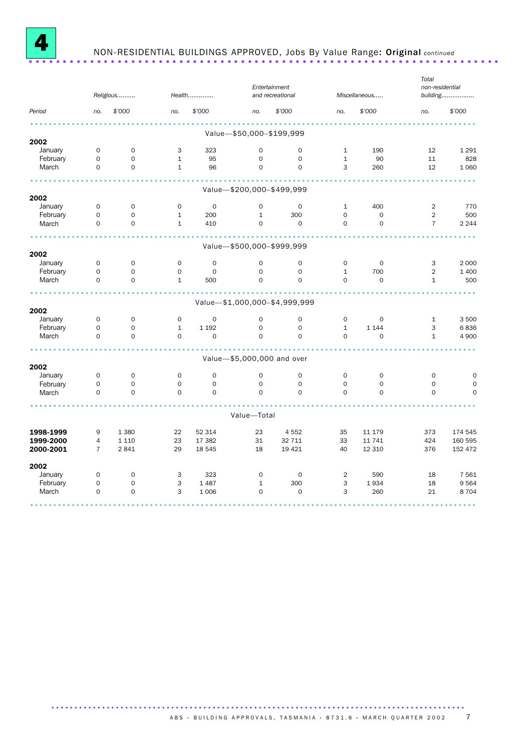# 4 NON-RESIDENTIAL BUILDINGS APPROVED, Jobs By Value Range: **Original** *continued*

| Period | Religious | | Health | | Entertainment and recreational | | Miscellaneous | | Total non-residential building | |
|---|---|---|---|---|---|---|---|---|---|---|
| | no. | $'000 | no. | $'000 | no. | $'000 | no. | $'000 | no. | $'000 |
| **Value—$50,000–$199,999** | | | | | | | | | | |
| **2002** | | | | | | | | | | |
| January | 0 | 0 | 3 | 323 | 0 | 0 | 1 | 190 | 12 | 1 291 |
| February | 0 | 0 | 1 | 95 | 0 | 0 | 1 | 90 | 11 | 828 |
| March | 0 | 0 | 1 | 96 | 0 | 0 | 3 | 260 | 12 | 1 060 |
| **Value—$200,000–$499,999** | | | | | | | | | | |
| **2002** | | | | | | | | | | |
| January | 0 | 0 | 0 | 0 | 0 | 0 | 1 | 400 | 2 | 770 |
| February | 0 | 0 | 1 | 200 | 1 | 300 | 0 | 0 | 2 | 500 |
| March | 0 | 0 | 1 | 410 | 0 | 0 | 0 | 0 | 7 | 2 244 |
| **Value—$500,000–$999,999** | | | | | | | | | | |
| **2002** | | | | | | | | | | |
| January | 0 | 0 | 0 | 0 | 0 | 0 | 0 | 0 | 3 | 2 000 |
| February | 0 | 0 | 0 | 0 | 0 | 0 | 1 | 700 | 2 | 1 400 |
| March | 0 | 0 | 1 | 500 | 0 | 0 | 0 | 0 | 1 | 500 |
| **Value—$1,000,000–$4,999,999** | | | | | | | | | | |
| **2002** | | | | | | | | | | |
| January | 0 | 0 | 0 | 0 | 0 | 0 | 0 | 0 | 1 | 3 500 |
| February | 0 | 0 | 1 | 1 192 | 0 | 0 | 1 | 1 144 | 3 | 6 836 |
| March | 0 | 0 | 0 | 0 | 0 | 0 | 0 | 0 | 1 | 4 900 |
| **Value—$5,000,000 and over** | | | | | | | | | | |
| **2002** | | | | | | | | | | |
| January | 0 | 0 | 0 | 0 | 0 | 0 | 0 | 0 | 0 | 0 |
| February | 0 | 0 | 0 | 0 | 0 | 0 | 0 | 0 | 0 | 0 |
| March | 0 | 0 | 0 | 0 | 0 | 0 | 0 | 0 | 0 | 0 |
| **Value—Total** | | | | | | | | | | |
| **1998-1999** | 9 | 1 380 | 22 | 52 314 | 23 | 4 552 | 35 | 11 179 | 373 | 174 545 |
| **1999-2000** | 4 | 1 110 | 23 | 17 382 | 31 | 32 711 | 33 | 11 741 | 424 | 160 595 |
| **2000-2001** | 7 | 2 841 | 29 | 18 545 | 18 | 19 421 | 40 | 12 310 | 376 | 152 472 |
| **2002** | | | | | | | | | | |
| January | 0 | 0 | 3 | 323 | 0 | 0 | 2 | 590 | 18 | 7 561 |
| February | 0 | 0 | 3 | 1 487 | 1 | 300 | 3 | 1 934 | 18 | 9 564 |
| March | 0 | 0 | 3 | 1 006 | 0 | 0 | 3 | 260 | 21 | 8 704 |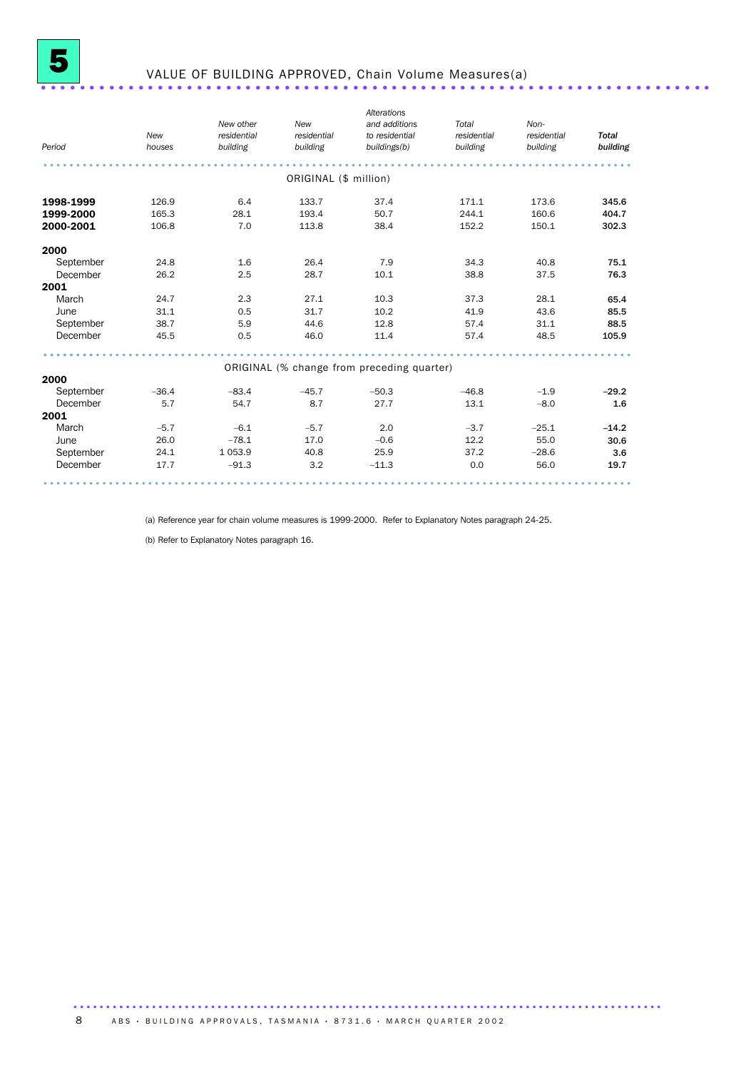# 5 VALUE OF BUILDING APPROVED, Chain Volume Measures(a)

| Period | New houses | New other residential building | New residential building | Alterations and additions to residential buildings(b) | Total residential building | Non-residential building | Total building |
|---|---|---|---|---|---|---|---|
| | | | ORIGINAL ($ million) | | | | |
| **1998-1999** | 126.9 | 6.4 | 133.7 | 37.4 | 171.1 | 173.6 | **345.6** |
| **1999-2000** | 165.3 | 28.1 | 193.4 | 50.7 | 244.1 | 160.6 | **404.7** |
| **2000-2001** | 106.8 | 7.0 | 113.8 | 38.4 | 152.2 | 150.1 | **302.3** |
| **2000** | | | | | | | |
| September | 24.8 | 1.6 | 26.4 | 7.9 | 34.3 | 40.8 | **75.1** |
| December | 26.2 | 2.5 | 28.7 | 10.1 | 38.8 | 37.5 | **76.3** |
| **2001** | | | | | | | |
| March | 24.7 | 2.3 | 27.1 | 10.3 | 37.3 | 28.1 | **65.4** |
| June | 31.1 | 0.5 | 31.7 | 10.2 | 41.9 | 43.6 | **85.5** |
| September | 38.7 | 5.9 | 44.6 | 12.8 | 57.4 | 31.1 | **88.5** |
| December | 45.5 | 0.5 | 46.0 | 11.4 | 57.4 | 48.5 | **105.9** |
| | | | ORIGINAL (% change from preceding quarter) | | | | |
| **2000** | | | | | | | |
| September | −36.4 | −83.4 | −45.7 | −50.3 | −46.8 | −1.9 | **−29.2** |
| December | 5.7 | 54.7 | 8.7 | 27.7 | 13.1 | −8.0 | **1.6** |
| **2001** | | | | | | | |
| March | −5.7 | −6.1 | −5.7 | 2.0 | −3.7 | −25.1 | **−14.2** |
| June | 26.0 | −78.1 | 17.0 | −0.6 | 12.2 | 55.0 | **30.6** |
| September | 24.1 | 1 053.9 | 40.8 | 25.9 | 37.2 | −28.6 | **3.6** |
| December | 17.7 | −91.3 | 3.2 | −11.3 | 0.0 | 56.0 | **19.7** |

(a) Reference year for chain volume measures is 1999-2000. Refer to Explanatory Notes paragraph 24-25.

(b) Refer to Explanatory Notes paragraph 16.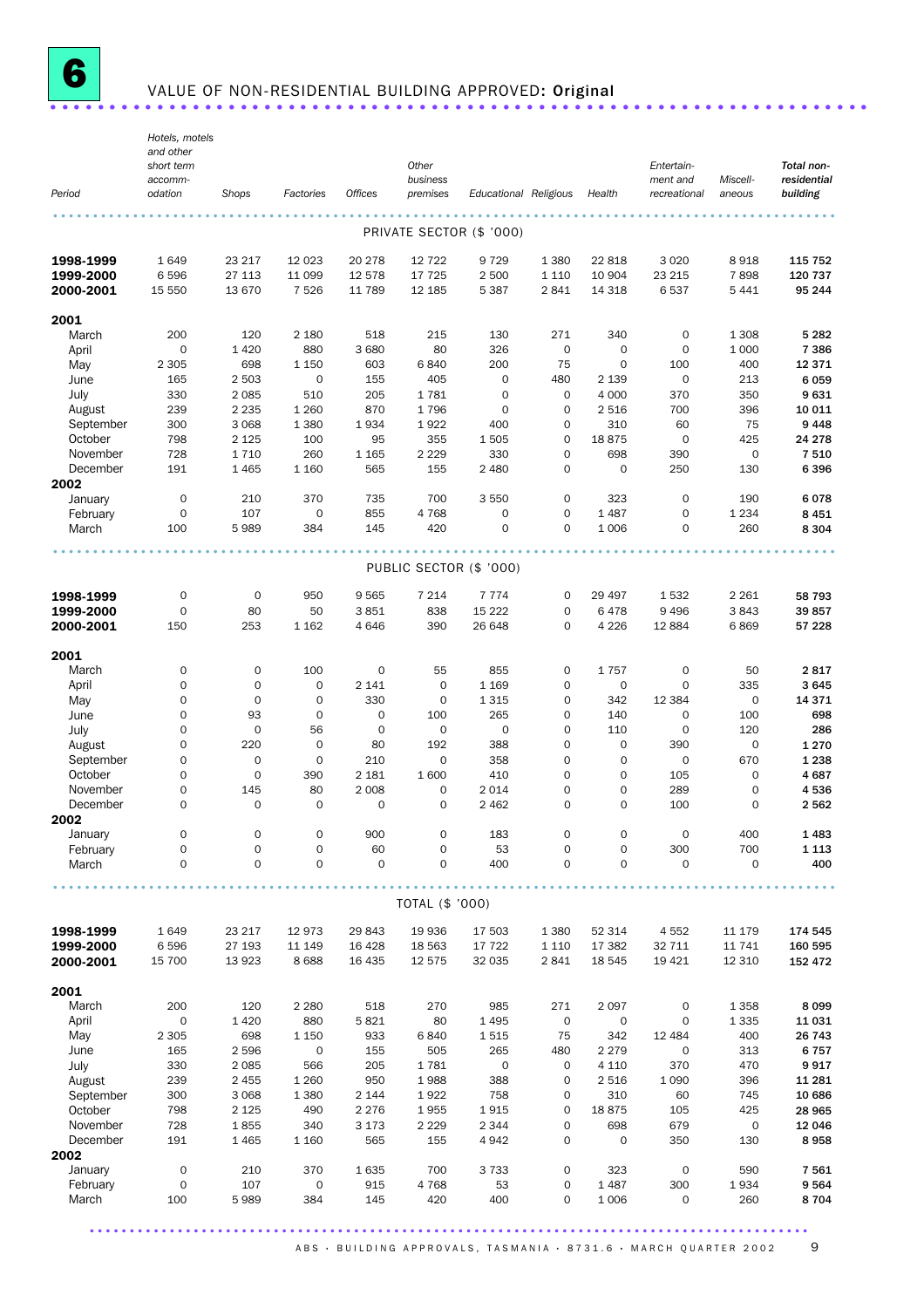# 6 VALUE OF NON-RESIDENTIAL BUILDING APPROVED: Original

| Period | Hotels, motels and other short term accommodation | Shops | Factories | Offices | Other business premises | Educational | Religious | Health | Entertainment and recreational | Miscellaneous | Total non-residential building |
|---|---|---|---|---|---|---|---|---|---|---|---|
| | | | | | PRIVATE SECTOR ($ '000) | | | | | | |
| **1998-1999** | 1 649 | 23 217 | 12 023 | 20 278 | 12 722 | 9 729 | 1 380 | 22 818 | 3 020 | 8 918 | **115 752** |
| **1999-2000** | 6 596 | 27 113 | 11 099 | 12 578 | 17 725 | 2 500 | 1 110 | 10 904 | 23 215 | 7 898 | **120 737** |
| **2000-2001** | 15 550 | 13 670 | 7 526 | 11 789 | 12 185 | 5 387 | 2 841 | 14 318 | 6 537 | 5 441 | **95 244** |
| **2001** | | | | | | | | | | | |
| March | 200 | 120 | 2 180 | 518 | 215 | 130 | 271 | 340 | 0 | 1 308 | **5 282** |
| April | 0 | 1 420 | 880 | 3 680 | 80 | 326 | 0 | 0 | 0 | 1 000 | **7 386** |
| May | 2 305 | 698 | 1 150 | 603 | 6 840 | 200 | 75 | 0 | 100 | 400 | **12 371** |
| June | 165 | 2 503 | 0 | 155 | 405 | 0 | 480 | 2 139 | 0 | 213 | **6 059** |
| July | 330 | 2 085 | 510 | 205 | 1 781 | 0 | 0 | 4 000 | 370 | 350 | **9 631** |
| August | 239 | 2 235 | 1 260 | 870 | 1 796 | 0 | 0 | 2 516 | 700 | 396 | **10 011** |
| September | 300 | 3 068 | 1 380 | 1 934 | 1 922 | 400 | 0 | 310 | 60 | 75 | **9 448** |
| October | 798 | 2 125 | 100 | 95 | 355 | 1 505 | 0 | 18 875 | 0 | 425 | **24 278** |
| November | 728 | 1 710 | 260 | 1 165 | 2 229 | 330 | 0 | 698 | 390 | 0 | **7 510** |
| December | 191 | 1 465 | 1 160 | 565 | 155 | 2 480 | 0 | 0 | 250 | 130 | **6 396** |
| **2002** | | | | | | | | | | | |
| January | 0 | 210 | 370 | 735 | 700 | 3 550 | 0 | 323 | 0 | 190 | **6 078** |
| February | 0 | 107 | 0 | 855 | 4 768 | 0 | 0 | 1 487 | 0 | 1 234 | **8 451** |
| March | 100 | 5 989 | 384 | 145 | 420 | 0 | 0 | 1 006 | 0 | 260 | **8 304** |
| | | | | | PUBLIC SECTOR ($ '000) | | | | | | |
| **1998-1999** | 0 | 0 | 950 | 9 565 | 7 214 | 7 774 | 0 | 29 497 | 1 532 | 2 261 | **58 793** |
| **1999-2000** | 0 | 80 | 50 | 3 851 | 838 | 15 222 | 0 | 6 478 | 9 496 | 3 843 | **39 857** |
| **2000-2001** | 150 | 253 | 1 162 | 4 646 | 390 | 26 648 | 0 | 4 226 | 12 884 | 6 869 | **57 228** |
| **2001** | | | | | | | | | | | |
| March | 0 | 0 | 100 | 0 | 55 | 855 | 0 | 1 757 | 0 | 50 | **2 817** |
| April | 0 | 0 | 0 | 2 141 | 0 | 1 169 | 0 | 0 | 0 | 335 | **3 645** |
| May | 0 | 0 | 0 | 330 | 0 | 1 315 | 0 | 342 | 12 384 | 0 | **14 371** |
| June | 0 | 93 | 0 | 0 | 100 | 265 | 0 | 140 | 0 | 100 | **698** |
| July | 0 | 0 | 56 | 0 | 0 | 0 | 0 | 110 | 0 | 120 | **286** |
| August | 0 | 220 | 0 | 80 | 192 | 388 | 0 | 0 | 390 | 0 | **1 270** |
| September | 0 | 0 | 0 | 210 | 0 | 358 | 0 | 0 | 0 | 670 | **1 238** |
| October | 0 | 0 | 390 | 2 181 | 1 600 | 410 | 0 | 0 | 105 | 0 | **4 687** |
| November | 0 | 145 | 80 | 2 008 | 0 | 2 014 | 0 | 0 | 289 | 0 | **4 536** |
| December | 0 | 0 | 0 | 0 | 0 | 2 462 | 0 | 0 | 100 | 0 | **2 562** |
| **2002** | | | | | | | | | | | |
| January | 0 | 0 | 0 | 900 | 0 | 183 | 0 | 0 | 0 | 400 | **1 483** |
| February | 0 | 0 | 0 | 60 | 0 | 53 | 0 | 0 | 300 | 700 | **1 113** |
| March | 0 | 0 | 0 | 0 | 0 | 400 | 0 | 0 | 0 | 0 | **400** |
| | | | | | TOTAL ($ '000) | | | | | | |
| **1998-1999** | 1 649 | 23 217 | 12 973 | 29 843 | 19 936 | 17 503 | 1 380 | 52 314 | 4 552 | 11 179 | **174 545** |
| **1999-2000** | 6 596 | 27 193 | 11 149 | 16 428 | 18 563 | 17 722 | 1 110 | 17 382 | 32 711 | 11 741 | **160 595** |
| **2000-2001** | 15 700 | 13 923 | 8 688 | 16 435 | 12 575 | 32 035 | 2 841 | 18 545 | 19 421 | 12 310 | **152 472** |
| **2001** | | | | | | | | | | | |
| March | 200 | 120 | 2 280 | 518 | 270 | 985 | 271 | 2 097 | 0 | 1 358 | **8 099** |
| April | 0 | 1 420 | 880 | 5 821 | 80 | 1 495 | 0 | 0 | 0 | 1 335 | **11 031** |
| May | 2 305 | 698 | 1 150 | 933 | 6 840 | 1 515 | 75 | 342 | 12 484 | 400 | **26 743** |
| June | 165 | 2 596 | 0 | 155 | 505 | 265 | 480 | 2 279 | 0 | 313 | **6 757** |
| July | 330 | 2 085 | 566 | 205 | 1 781 | 0 | 0 | 4 110 | 370 | 470 | **9 917** |
| August | 239 | 2 455 | 1 260 | 950 | 1 988 | 388 | 0 | 2 516 | 1 090 | 396 | **11 281** |
| September | 300 | 3 068 | 1 380 | 2 144 | 1 922 | 758 | 0 | 310 | 60 | 745 | **10 686** |
| October | 798 | 2 125 | 490 | 2 276 | 1 955 | 1 915 | 0 | 18 875 | 105 | 425 | **28 965** |
| November | 728 | 1 855 | 340 | 3 173 | 2 229 | 2 344 | 0 | 698 | 679 | 0 | **12 046** |
| December | 191 | 1 465 | 1 160 | 565 | 155 | 4 942 | 0 | 0 | 350 | 130 | **8 958** |
| **2002** | | | | | | | | | | | |
| January | 0 | 210 | 370 | 1 635 | 700 | 3 733 | 0 | 323 | 0 | 590 | **7 561** |
| February | 0 | 107 | 0 | 915 | 4 768 | 53 | 0 | 1 487 | 300 | 1 934 | **9 564** |
| March | 100 | 5 989 | 384 | 145 | 420 | 400 | 0 | 1 006 | 0 | 260 | **8 704** |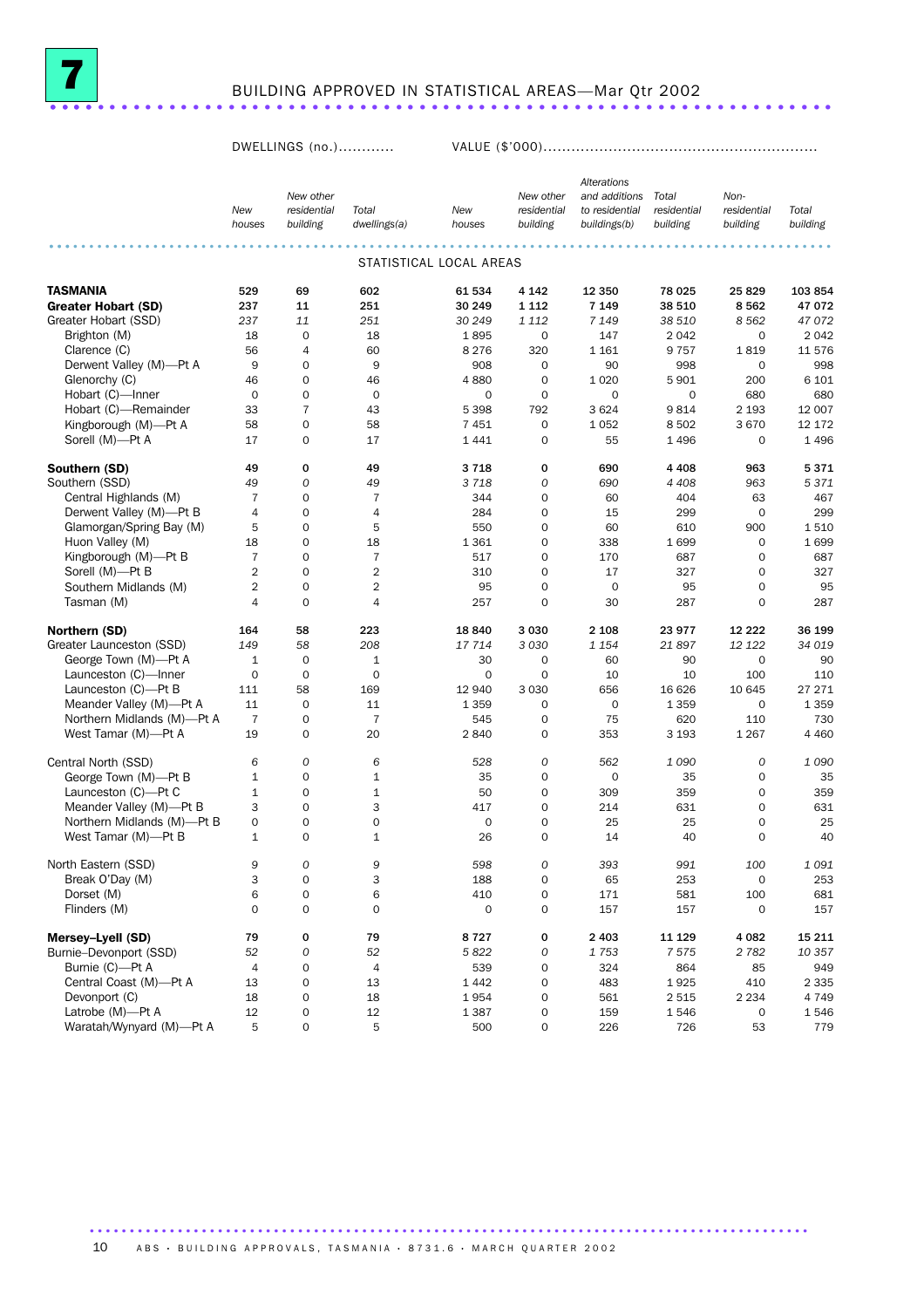# 7 BUILDING APPROVED IN STATISTICAL AREAS—Mar Qtr 2002

| | DWELLINGS (no.) | | | VALUE ($'000) | | | | | |
|---|---|---|---|---|---|---|---|---|---|
| | New houses | New other residential building | Total dwellings(a) | New houses | New other residential building | Alterations and additions to residential buildings(b) | Total residential building | Non-residential building | Total building |
| **STATISTICAL LOCAL AREAS** | | | | | | | | | |
| **TASMANIA** | **529** | **69** | **602** | **61 534** | **4 142** | **12 350** | **78 025** | **25 829** | **103 854** |
| **Greater Hobart (SD)** | **237** | **11** | **251** | **30 249** | **1 112** | **7 149** | **38 510** | **8 562** | **47 072** |
| Greater Hobart (SSD) | *237* | *11* | *251* | *30 249* | *1 112* | *7 149* | *38 510* | *8 562* | *47 072* |
| Brighton (M) | 18 | 0 | 18 | 1 895 | 0 | 147 | 2 042 | 0 | 2 042 |
| Clarence (C) | 56 | 4 | 60 | 8 276 | 320 | 1 161 | 9 757 | 1 819 | 11 576 |
| Derwent Valley (M)—Pt A | 9 | 0 | 9 | 908 | 0 | 90 | 998 | 0 | 998 |
| Glenorchy (C) | 46 | 0 | 46 | 4 880 | 0 | 1 020 | 5 901 | 200 | 6 101 |
| Hobart (C)—Inner | 0 | 0 | 0 | 0 | 0 | 0 | 0 | 680 | 680 |
| Hobart (C)—Remainder | 33 | 7 | 43 | 5 398 | 792 | 3 624 | 9 814 | 2 193 | 12 007 |
| Kingborough (M)—Pt A | 58 | 0 | 58 | 7 451 | 0 | 1 052 | 8 502 | 3 670 | 12 172 |
| Sorell (M)—Pt A | 17 | 0 | 17 | 1 441 | 0 | 55 | 1 496 | 0 | 1 496 |
| **Southern (SD)** | **49** | **0** | **49** | **3 718** | **0** | **690** | **4 408** | **963** | **5 371** |
| Southern (SSD) | *49* | *0* | *49* | *3 718* | *0* | *690* | *4 408* | *963* | *5 371* |
| Central Highlands (M) | 7 | 0 | 7 | 344 | 0 | 60 | 404 | 63 | 467 |
| Derwent Valley (M)—Pt B | 4 | 0 | 4 | 284 | 0 | 15 | 299 | 0 | 299 |
| Glamorgan/Spring Bay (M) | 5 | 0 | 5 | 550 | 0 | 60 | 610 | 900 | 1 510 |
| Huon Valley (M) | 18 | 0 | 18 | 1 361 | 0 | 338 | 1 699 | 0 | 1 699 |
| Kingborough (M)—Pt B | 7 | 0 | 7 | 517 | 0 | 170 | 687 | 0 | 687 |
| Sorell (M)—Pt B | 2 | 0 | 2 | 310 | 0 | 17 | 327 | 0 | 327 |
| Southern Midlands (M) | 2 | 0 | 2 | 95 | 0 | 0 | 95 | 0 | 95 |
| Tasman (M) | 4 | 0 | 4 | 257 | 0 | 30 | 287 | 0 | 287 |
| **Northern (SD)** | **164** | **58** | **223** | **18 840** | **3 030** | **2 108** | **23 977** | **12 222** | **36 199** |
| Greater Launceston (SSD) | *149* | *58* | *208* | *17 714* | *3 030* | *1 154* | *21 897* | *12 122* | *34 019* |
| George Town (M)—Pt A | 1 | 0 | 1 | 30 | 0 | 60 | 90 | 0 | 90 |
| Launceston (C)—Inner | 0 | 0 | 0 | 0 | 0 | 10 | 10 | 100 | 110 |
| Launceston (C)—Pt B | 111 | 58 | 169 | 12 940 | 3 030 | 656 | 16 626 | 10 645 | 27 271 |
| Meander Valley (M)—Pt A | 11 | 0 | 11 | 1 359 | 0 | 0 | 1 359 | 0 | 1 359 |
| Northern Midlands (M)—Pt A | 7 | 0 | 7 | 545 | 0 | 75 | 620 | 110 | 730 |
| West Tamar (M)—Pt A | 19 | 0 | 20 | 2 840 | 0 | 353 | 3 193 | 1 267 | 4 460 |
| Central North (SSD) | *6* | *0* | *6* | *528* | *0* | *562* | *1 090* | *0* | *1 090* |
| George Town (M)—Pt B | 1 | 0 | 1 | 35 | 0 | 0 | 35 | 0 | 35 |
| Launceston (C)—Pt C | 1 | 0 | 1 | 50 | 0 | 309 | 359 | 0 | 359 |
| Meander Valley (M)—Pt B | 3 | 0 | 3 | 417 | 0 | 214 | 631 | 0 | 631 |
| Northern Midlands (M)—Pt B | 0 | 0 | 0 | 0 | 0 | 25 | 25 | 0 | 25 |
| West Tamar (M)—Pt B | 1 | 0 | 1 | 26 | 0 | 14 | 40 | 0 | 40 |
| North Eastern (SSD) | *9* | *0* | *9* | *598* | *0* | *393* | *991* | *100* | *1 091* |
| Break O'Day (M) | 3 | 0 | 3 | 188 | 0 | 65 | 253 | 0 | 253 |
| Dorset (M) | 6 | 0 | 6 | 410 | 0 | 171 | 581 | 100 | 681 |
| Flinders (M) | 0 | 0 | 0 | 0 | 0 | 157 | 157 | 0 | 157 |
| **Mersey–Lyell (SD)** | **79** | **0** | **79** | **8 727** | **0** | **2 403** | **11 129** | **4 082** | **15 211** |
| Burnie–Devonport (SSD) | *52* | *0* | *52* | *5 822* | *0* | *1 753* | *7 575* | *2 782* | *10 357* |
| Burnie (C)—Pt A | 4 | 0 | 4 | 539 | 0 | 324 | 864 | 85 | 949 |
| Central Coast (M)—Pt A | 13 | 0 | 13 | 1 442 | 0 | 483 | 1 925 | 410 | 2 335 |
| Devonport (C) | 18 | 0 | 18 | 1 954 | 0 | 561 | 2 515 | 2 234 | 4 749 |
| Latrobe (M)—Pt A | 12 | 0 | 12 | 1 387 | 0 | 159 | 1 546 | 0 | 1 546 |
| Waratah/Wynyard (M)—Pt A | 5 | 0 | 5 | 500 | 0 | 226 | 726 | 53 | 779 |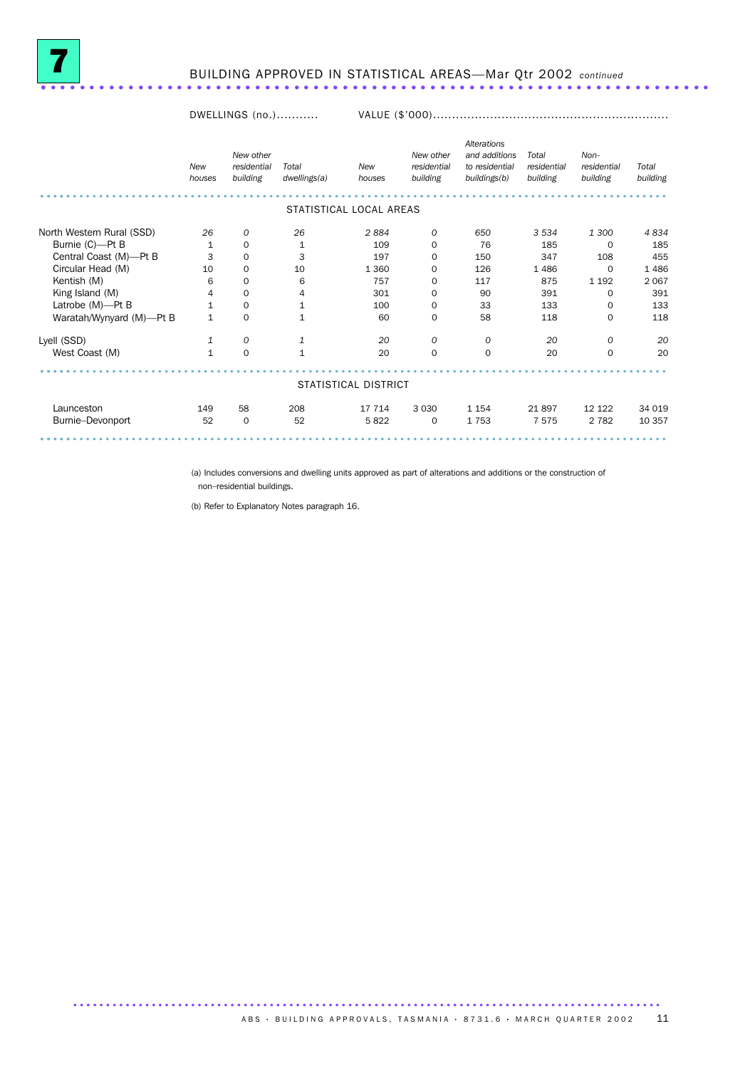# 7 BUILDING APPROVED IN STATISTICAL AREAS—Mar Qtr 2002 *continued*

| | DWELLINGS (no.) | | | VALUE ($'000) | | | | | |
|---|---|---|---|---|---|---|---|---|---|
| | *New houses* | *New other residential building* | *Total dwellings(a)* | *New houses* | *New other residential building* | *Alterations and additions to residential buildings(b)* | *Total residential building* | *Non-residential building* | *Total building* |
| **STATISTICAL LOCAL AREAS** | | | | | | | | | |
| North Western Rural (SSD) | *26* | *0* | *26* | *2 884* | *0* | *650* | *3 534* | *1 300* | *4 834* |
| Burnie (C)—Pt B | 1 | 0 | 1 | 109 | 0 | 76 | 185 | 0 | 185 |
| Central Coast (M)—Pt B | 3 | 0 | 3 | 197 | 0 | 150 | 347 | 108 | 455 |
| Circular Head (M) | 10 | 0 | 10 | 1 360 | 0 | 126 | 1 486 | 0 | 1 486 |
| Kentish (M) | 6 | 0 | 6 | 757 | 0 | 117 | 875 | 1 192 | 2 067 |
| King Island (M) | 4 | 0 | 4 | 301 | 0 | 90 | 391 | 0 | 391 |
| Latrobe (M)—Pt B | 1 | 0 | 1 | 100 | 0 | 33 | 133 | 0 | 133 |
| Waratah/Wynyard (M)—Pt B | 1 | 0 | 1 | 60 | 0 | 58 | 118 | 0 | 118 |
| Lyell (SSD) | *1* | *0* | *1* | *20* | *0* | *0* | *20* | *0* | *20* |
| West Coast (M) | 1 | 0 | 1 | 20 | 0 | 0 | 20 | 0 | 20 |
| **STATISTICAL DISTRICT** | | | | | | | | | |
| Launceston | 149 | 58 | 208 | 17 714 | 3 030 | 1 154 | 21 897 | 12 122 | 34 019 |
| Burnie–Devonport | 52 | 0 | 52 | 5 822 | 0 | 1 753 | 7 575 | 2 782 | 10 357 |

(a) Includes conversions and dwelling units approved as part of alterations and additions or the construction of non–residential buildings.

(b) Refer to Explanatory Notes paragraph 16.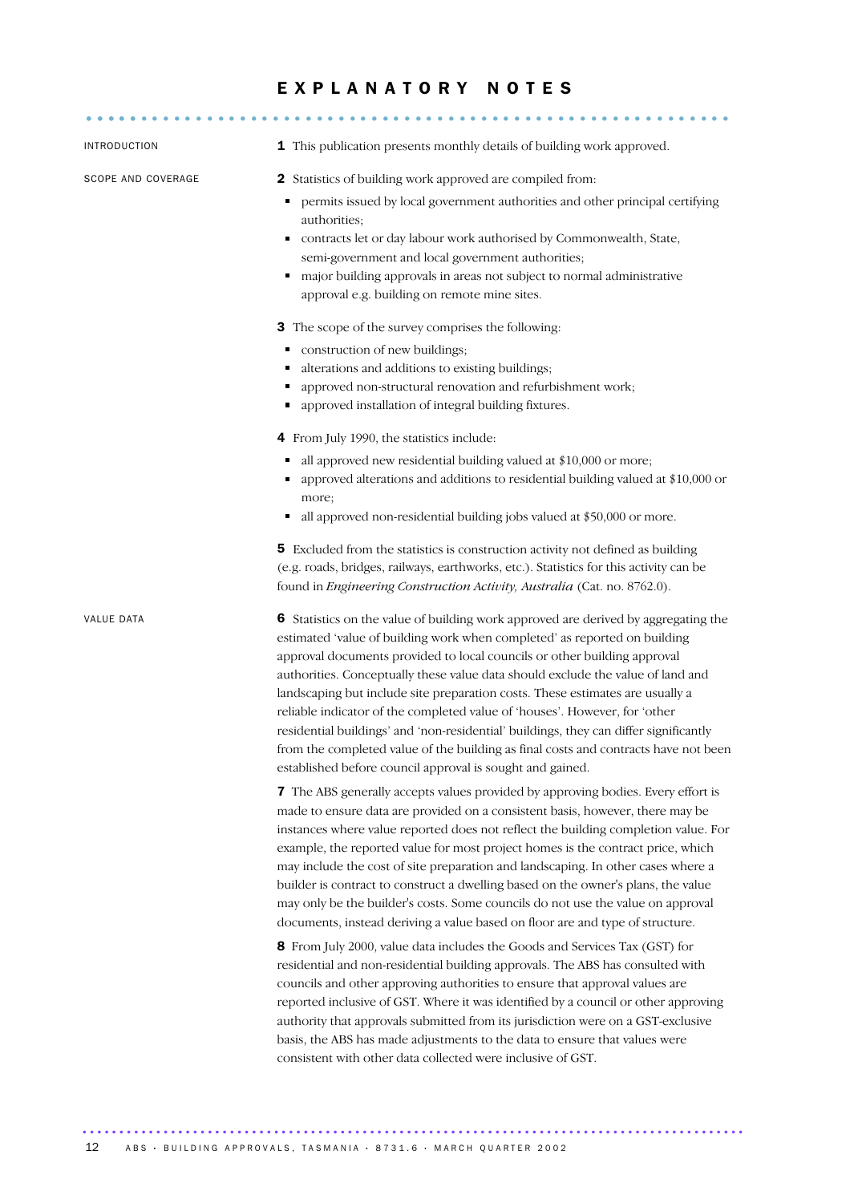# EXPLANATORY NOTES

INTRODUCTION

**1** This publication presents monthly details of building work approved.

SCOPE AND COVERAGE

**2** Statistics of building work approved are compiled from:

- permits issued by local government authorities and other principal certifying authorities;
- contracts let or day labour work authorised by Commonwealth, State, semi-government and local government authorities;
- major building approvals in areas not subject to normal administrative approval e.g. building on remote mine sites.

**3** The scope of the survey comprises the following:

- construction of new buildings;
- alterations and additions to existing buildings;
- approved non-structural renovation and refurbishment work;
- approved installation of integral building fixtures.

**4** From July 1990, the statistics include:

- all approved new residential building valued at $10,000 or more;
- approved alterations and additions to residential building valued at $10,000 or more;
- all approved non-residential building jobs valued at $50,000 or more.

**5** Excluded from the statistics is construction activity not defined as building (e.g. roads, bridges, railways, earthworks, etc.). Statistics for this activity can be found in *Engineering Construction Activity, Australia* (Cat. no. 8762.0).

VALUE DATA

**6** Statistics on the value of building work approved are derived by aggregating the estimated 'value of building work when completed' as reported on building approval documents provided to local councils or other building approval authorities. Conceptually these value data should exclude the value of land and landscaping but include site preparation costs. These estimates are usually a reliable indicator of the completed value of 'houses'. However, for 'other residential buildings' and 'non-residential' buildings, they can differ significantly from the completed value of the building as final costs and contracts have not been established before council approval is sought and gained.

**7** The ABS generally accepts values provided by approving bodies. Every effort is made to ensure data are provided on a consistent basis, however, there may be instances where value reported does not reflect the building completion value. For example, the reported value for most project homes is the contract price, which may include the cost of site preparation and landscaping. In other cases where a builder is contract to construct a dwelling based on the owner's plans, the value may only be the builder's costs. Some councils do not use the value on approval documents, instead deriving a value based on floor are and type of structure.

**8** From July 2000, value data includes the Goods and Services Tax (GST) for residential and non-residential building approvals. The ABS has consulted with councils and other approving authorities to ensure that approval values are reported inclusive of GST. Where it was identified by a council or other approving authority that approvals submitted from its jurisdiction were on a GST-exclusive basis, the ABS has made adjustments to the data to ensure that values were consistent with other data collected were inclusive of GST.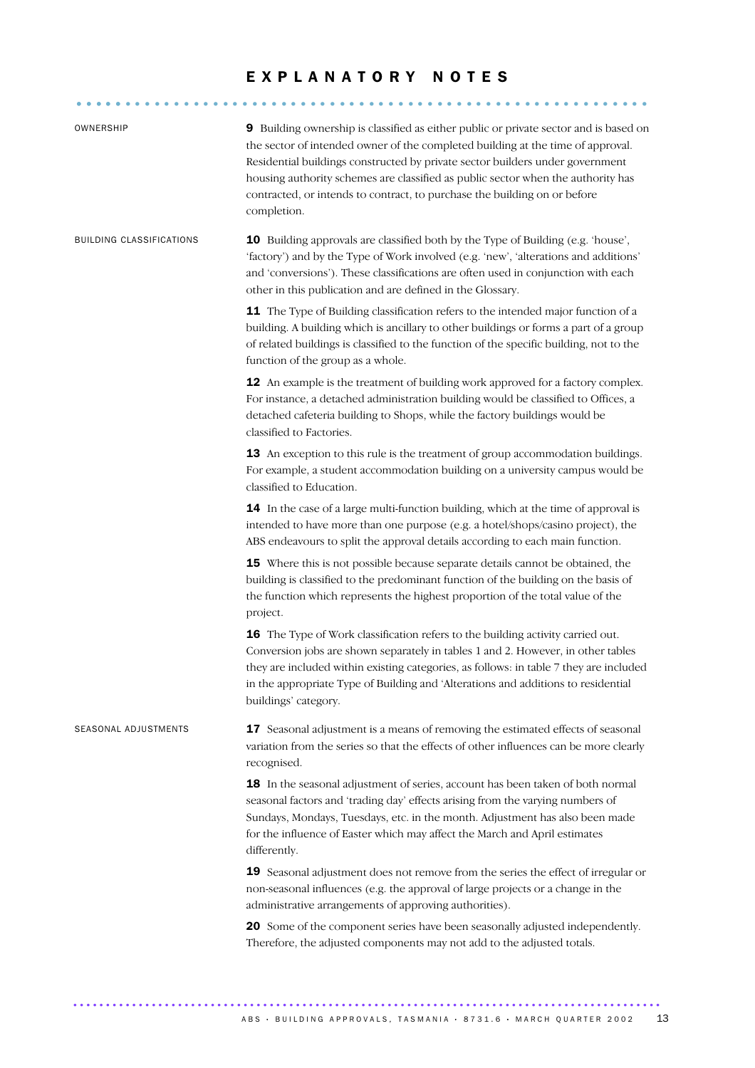# EXPLANATORY NOTES

### OWNERSHIP

**9** Building ownership is classified as either public or private sector and is based on the sector of intended owner of the completed building at the time of approval. Residential buildings constructed by private sector builders under government housing authority schemes are classified as public sector when the authority has contracted, or intends to contract, to purchase the building on or before completion.

### BUILDING CLASSIFICATIONS

**10** Building approvals are classified both by the Type of Building (e.g. 'house', 'factory') and by the Type of Work involved (e.g. 'new', 'alterations and additions' and 'conversions'). These classifications are often used in conjunction with each other in this publication and are defined in the Glossary.

**11** The Type of Building classification refers to the intended major function of a building. A building which is ancillary to other buildings or forms a part of a group of related buildings is classified to the function of the specific building, not to the function of the group as a whole.

**12** An example is the treatment of building work approved for a factory complex. For instance, a detached administration building would be classified to Offices, a detached cafeteria building to Shops, while the factory buildings would be classified to Factories.

**13** An exception to this rule is the treatment of group accommodation buildings. For example, a student accommodation building on a university campus would be classified to Education.

**14** In the case of a large multi-function building, which at the time of approval is intended to have more than one purpose (e.g. a hotel/shops/casino project), the ABS endeavours to split the approval details according to each main function.

**15** Where this is not possible because separate details cannot be obtained, the building is classified to the predominant function of the building on the basis of the function which represents the highest proportion of the total value of the project.

**16** The Type of Work classification refers to the building activity carried out. Conversion jobs are shown separately in tables 1 and 2. However, in other tables they are included within existing categories, as follows: in table 7 they are included in the appropriate Type of Building and 'Alterations and additions to residential buildings' category.

### SEASONAL ADJUSTMENTS

**17** Seasonal adjustment is a means of removing the estimated effects of seasonal variation from the series so that the effects of other influences can be more clearly recognised.

**18** In the seasonal adjustment of series, account has been taken of both normal seasonal factors and 'trading day' effects arising from the varying numbers of Sundays, Mondays, Tuesdays, etc. in the month. Adjustment has also been made for the influence of Easter which may affect the March and April estimates differently.

**19** Seasonal adjustment does not remove from the series the effect of irregular or non-seasonal influences (e.g. the approval of large projects or a change in the administrative arrangements of approving authorities).

**20** Some of the component series have been seasonally adjusted independently. Therefore, the adjusted components may not add to the adjusted totals.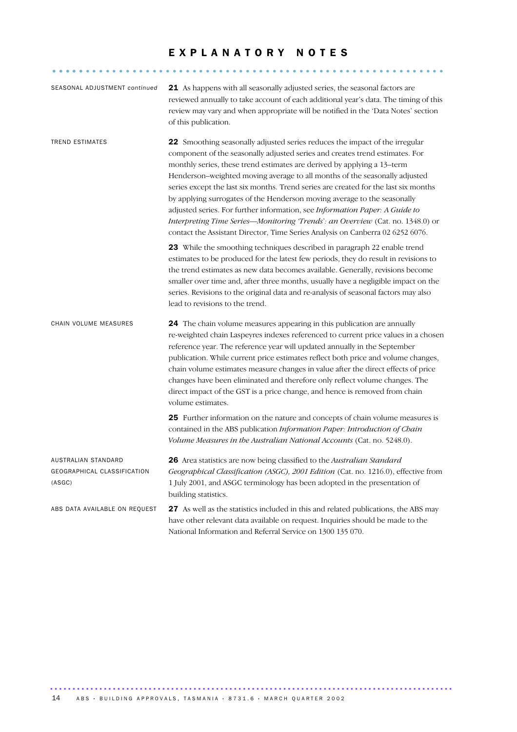# EXPLANATORY NOTES

## SEASONAL ADJUSTMENT *continued*

**21** As happens with all seasonally adjusted series, the seasonal factors are reviewed annually to take account of each additional year's data. The timing of this review may vary and when appropriate will be notified in the 'Data Notes' section of this publication.

## TREND ESTIMATES

**22** Smoothing seasonally adjusted series reduces the impact of the irregular component of the seasonally adjusted series and creates trend estimates. For monthly series, these trend estimates are derived by applying a 13–term Henderson–weighted moving average to all months of the seasonally adjusted series except the last six months. Trend series are created for the last six months by applying surrogates of the Henderson moving average to the seasonally adjusted series. For further information, see *Information Paper: A Guide to Interpreting Time Series—Monitoring 'Trends': an Overview* (Cat. no. 1348.0) or contact the Assistant Director, Time Series Analysis on Canberra 02 6252 6076.

**23** While the smoothing techniques described in paragraph 22 enable trend estimates to be produced for the latest few periods, they do result in revisions to the trend estimates as new data becomes available. Generally, revisions become smaller over time and, after three months, usually have a negligible impact on the series. Revisions to the original data and re-analysis of seasonal factors may also lead to revisions to the trend.

## CHAIN VOLUME MEASURES

**24** The chain volume measures appearing in this publication are annually re-weighted chain Laspeyres indexes referenced to current price values in a chosen reference year. The reference year will updated annually in the September publication. While current price estimates reflect both price and volume changes, chain volume estimates measure changes in value after the direct effects of price changes have been eliminated and therefore only reflect volume changes. The direct impact of the GST is a price change, and hence is removed from chain volume estimates.

**25** Further information on the nature and concepts of chain volume measures is contained in the ABS publication *Information Paper: Introduction of Chain Volume Measures in the Australian National Accounts* (Cat. no. 5248.0).

## AUSTRALIAN STANDARD GEOGRAPHICAL CLASSIFICATION (ASGC)

**26** Area statistics are now being classified to the *Australian Standard Geographical Classification (ASGC), 2001 Edition* (Cat. no. 1216.0), effective from 1 July 2001, and ASGC terminology has been adopted in the presentation of building statistics.

## ABS DATA AVAILABLE ON REQUEST

**27** As well as the statistics included in this and related publications, the ABS may have other relevant data available on request. Inquiries should be made to the National Information and Referral Service on 1300 135 070.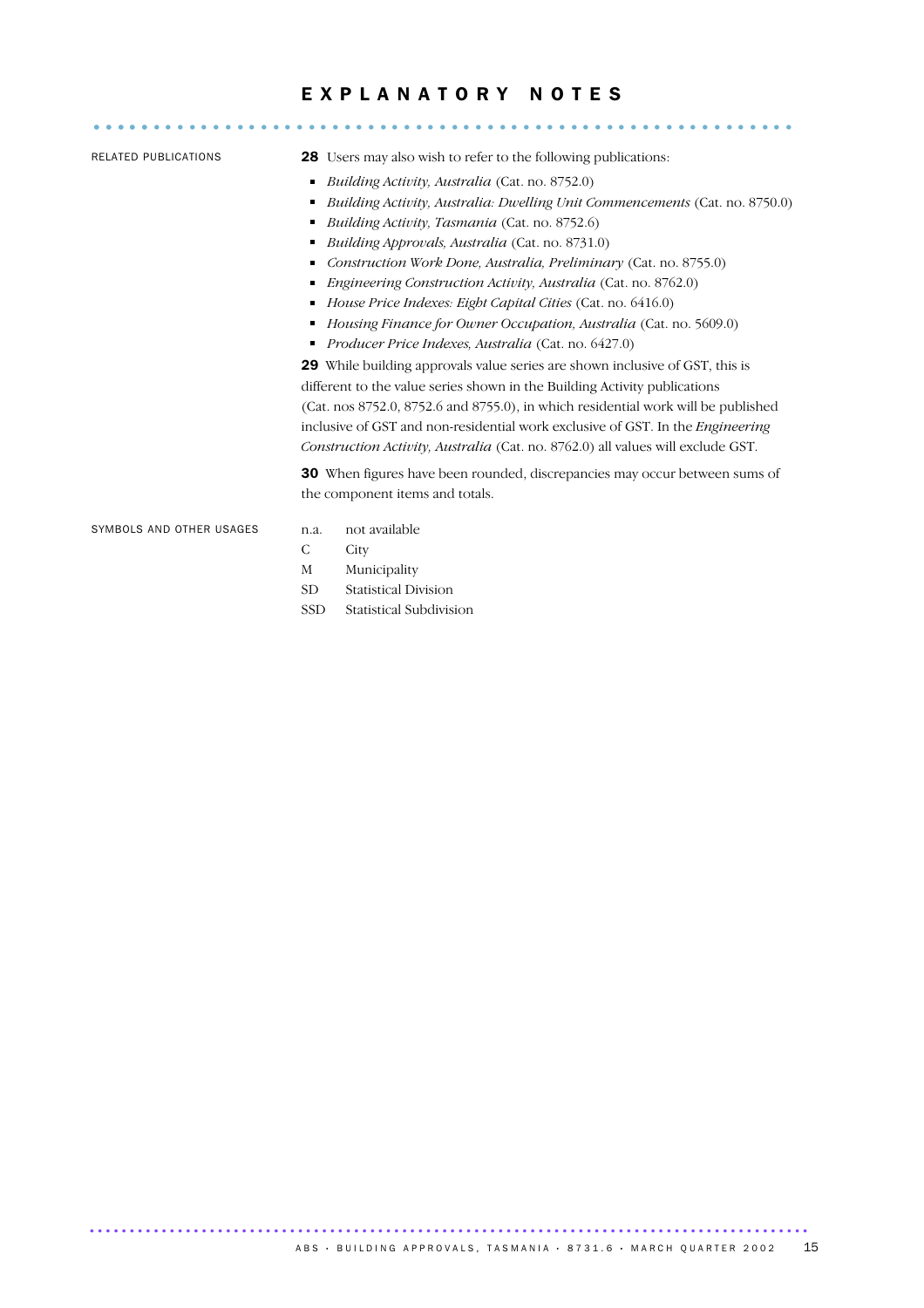# EXPLANATORY NOTES

## RELATED PUBLICATIONS

**28** Users may also wish to refer to the following publications:

- *Building Activity, Australia* (Cat. no. 8752.0)
- *Building Activity, Australia: Dwelling Unit Commencements* (Cat. no. 8750.0)
- *Building Activity, Tasmania* (Cat. no. 8752.6)
- *Building Approvals, Australia* (Cat. no. 8731.0)
- *Construction Work Done, Australia, Preliminary* (Cat. no. 8755.0)
- *Engineering Construction Activity, Australia* (Cat. no. 8762.0)
- *House Price Indexes: Eight Capital Cities* (Cat. no. 6416.0)
- *Housing Finance for Owner Occupation, Australia* (Cat. no. 5609.0)
- *Producer Price Indexes, Australia* (Cat. no. 6427.0)

**29** While building approvals value series are shown inclusive of GST, this is different to the value series shown in the Building Activity publications (Cat. nos 8752.0, 8752.6 and 8755.0), in which residential work will be published inclusive of GST and non-residential work exclusive of GST. In the *Engineering Construction Activity, Australia* (Cat. no. 8762.0) all values will exclude GST.

**30** When figures have been rounded, discrepancies may occur between sums of the component items and totals.

## SYMBOLS AND OTHER USAGES

| | |
|---|---|
| n.a. | not available |
| C | City |
| M | Municipality |
| SD | Statistical Division |
| SSD | Statistical Subdivision |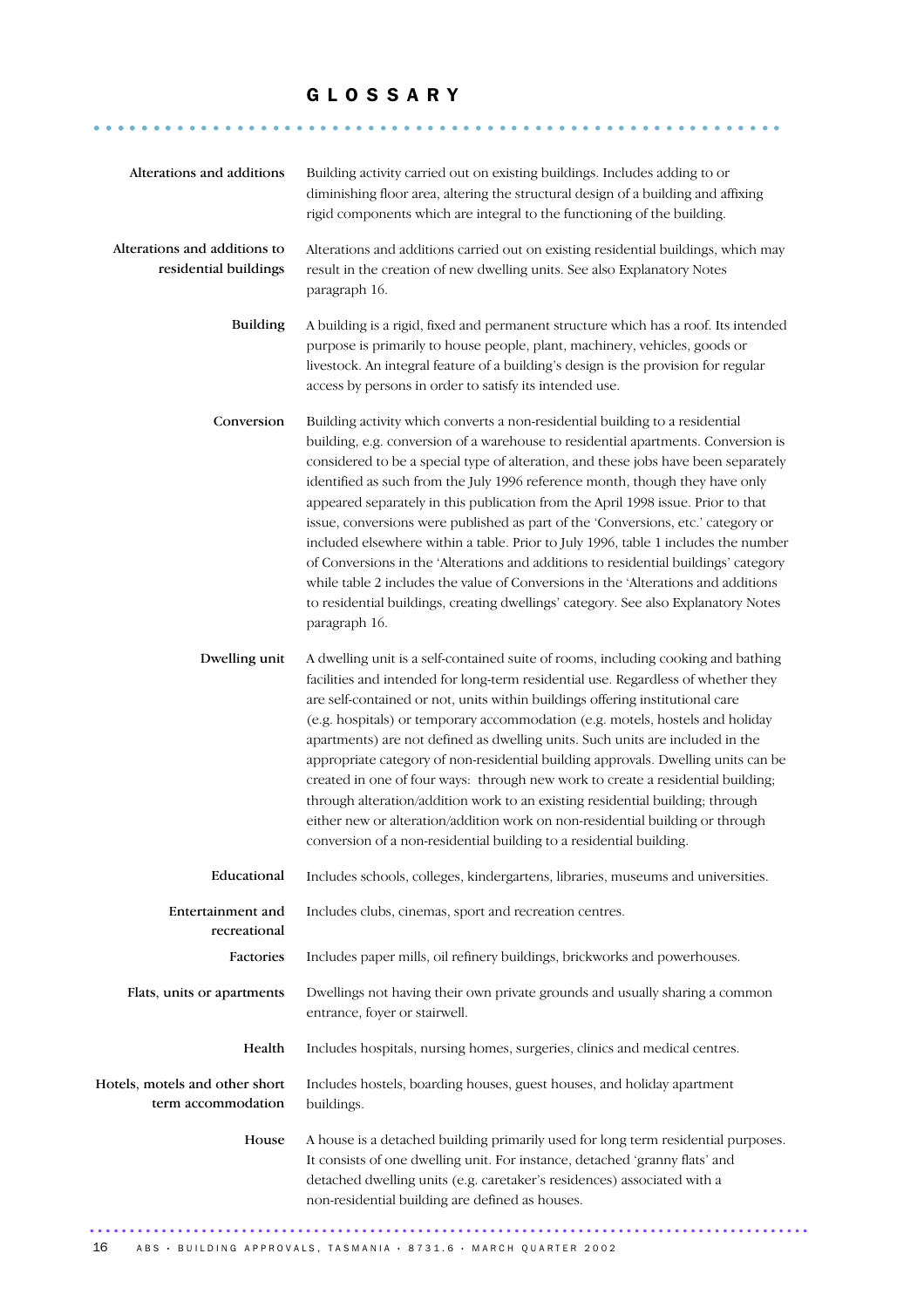# GLOSSARY

**Alterations and additions**
Building activity carried out on existing buildings. Includes adding to or diminishing floor area, altering the structural design of a building and affixing rigid components which are integral to the functioning of the building.

**Alterations and additions to residential buildings**
Alterations and additions carried out on existing residential buildings, which may result in the creation of new dwelling units. See also Explanatory Notes paragraph 16.

**Building**
A building is a rigid, fixed and permanent structure which has a roof. Its intended purpose is primarily to house people, plant, machinery, vehicles, goods or livestock. An integral feature of a building's design is the provision for regular access by persons in order to satisfy its intended use.

**Conversion**
Building activity which converts a non-residential building to a residential building, e.g. conversion of a warehouse to residential apartments. Conversion is considered to be a special type of alteration, and these jobs have been separately identified as such from the July 1996 reference month, though they have only appeared separately in this publication from the April 1998 issue. Prior to that issue, conversions were published as part of the 'Conversions, etc.' category or included elsewhere within a table. Prior to July 1996, table 1 includes the number of Conversions in the 'Alterations and additions to residential buildings' category while table 2 includes the value of Conversions in the 'Alterations and additions to residential buildings, creating dwellings' category. See also Explanatory Notes paragraph 16.

**Dwelling unit**
A dwelling unit is a self-contained suite of rooms, including cooking and bathing facilities and intended for long-term residential use. Regardless of whether they are self-contained or not, units within buildings offering institutional care (e.g. hospitals) or temporary accommodation (e.g. motels, hostels and holiday apartments) are not defined as dwelling units. Such units are included in the appropriate category of non-residential building approvals. Dwelling units can be created in one of four ways: through new work to create a residential building; through alteration/addition work to an existing residential building; through either new or alteration/addition work on non-residential building or through conversion of a non-residential building to a residential building.

**Educational**
Includes schools, colleges, kindergartens, libraries, museums and universities.

**Entertainment and recreational**
Includes clubs, cinemas, sport and recreation centres.

**Factories**
Includes paper mills, oil refinery buildings, brickworks and powerhouses.

**Flats, units or apartments**
Dwellings not having their own private grounds and usually sharing a common entrance, foyer or stairwell.

**Health**
Includes hospitals, nursing homes, surgeries, clinics and medical centres.

**Hotels, motels and other short term accommodation**
Includes hostels, boarding houses, guest houses, and holiday apartment buildings.

**House**
A house is a detached building primarily used for long term residential purposes. It consists of one dwelling unit. For instance, detached 'granny flats' and detached dwelling units (e.g. caretaker's residences) associated with a non-residential building are defined as houses.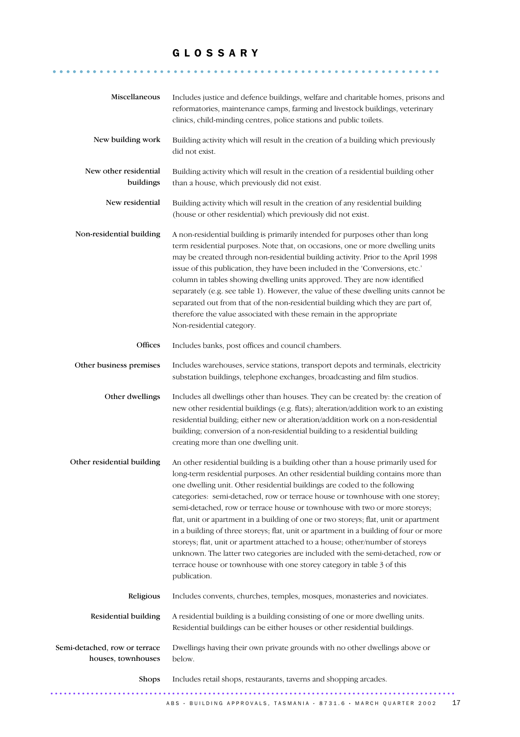# GLOSSARY

**Miscellaneous**
Includes justice and defence buildings, welfare and charitable homes, prisons and reformatories, maintenance camps, farming and livestock buildings, veterinary clinics, child-minding centres, police stations and public toilets.

**New building work**
Building activity which will result in the creation of a building which previously did not exist.

**New other residential buildings**
Building activity which will result in the creation of a residential building other than a house, which previously did not exist.

**New residential**
Building activity which will result in the creation of any residential building (house or other residential) which previously did not exist.

**Non-residential building**
A non-residential building is primarily intended for purposes other than long term residential purposes. Note that, on occasions, one or more dwelling units may be created through non-residential building activity. Prior to the April 1998 issue of this publication, they have been included in the 'Conversions, etc.' column in tables showing dwelling units approved. They are now identified separately (e.g. see table 1). However, the value of these dwelling units cannot be separated out from that of the non-residential building which they are part of, therefore the value associated with these remain in the appropriate Non-residential category.

**Offices**
Includes banks, post offices and council chambers.

**Other business premises**
Includes warehouses, service stations, transport depots and terminals, electricity substation buildings, telephone exchanges, broadcasting and film studios.

**Other dwellings**
Includes all dwellings other than houses. They can be created by: the creation of new other residential buildings (e.g. flats); alteration/addition work to an existing residential building; either new or alteration/addition work on a non-residential building; conversion of a non-residential building to a residential building creating more than one dwelling unit.

**Other residential building**
An other residential building is a building other than a house primarily used for long-term residential purposes. An other residential building contains more than one dwelling unit. Other residential buildings are coded to the following categories: semi-detached, row or terrace house or townhouse with one storey; semi-detached, row or terrace house or townhouse with two or more storeys; flat, unit or apartment in a building of one or two storeys; flat, unit or apartment in a building of three storeys; flat, unit or apartment in a building of four or more storeys; flat, unit or apartment attached to a house; other/number of storeys unknown. The latter two categories are included with the semi-detached, row or terrace house or townhouse with one storey category in table 3 of this publication.

**Religious**
Includes convents, churches, temples, mosques, monasteries and noviciates.

**Residential building**
A residential building is a building consisting of one or more dwelling units. Residential buildings can be either houses or other residential buildings.

**Semi-detached, row or terrace houses, townhouses**
Dwellings having their own private grounds with no other dwellings above or below.

**Shops**
Includes retail shops, restaurants, taverns and shopping arcades.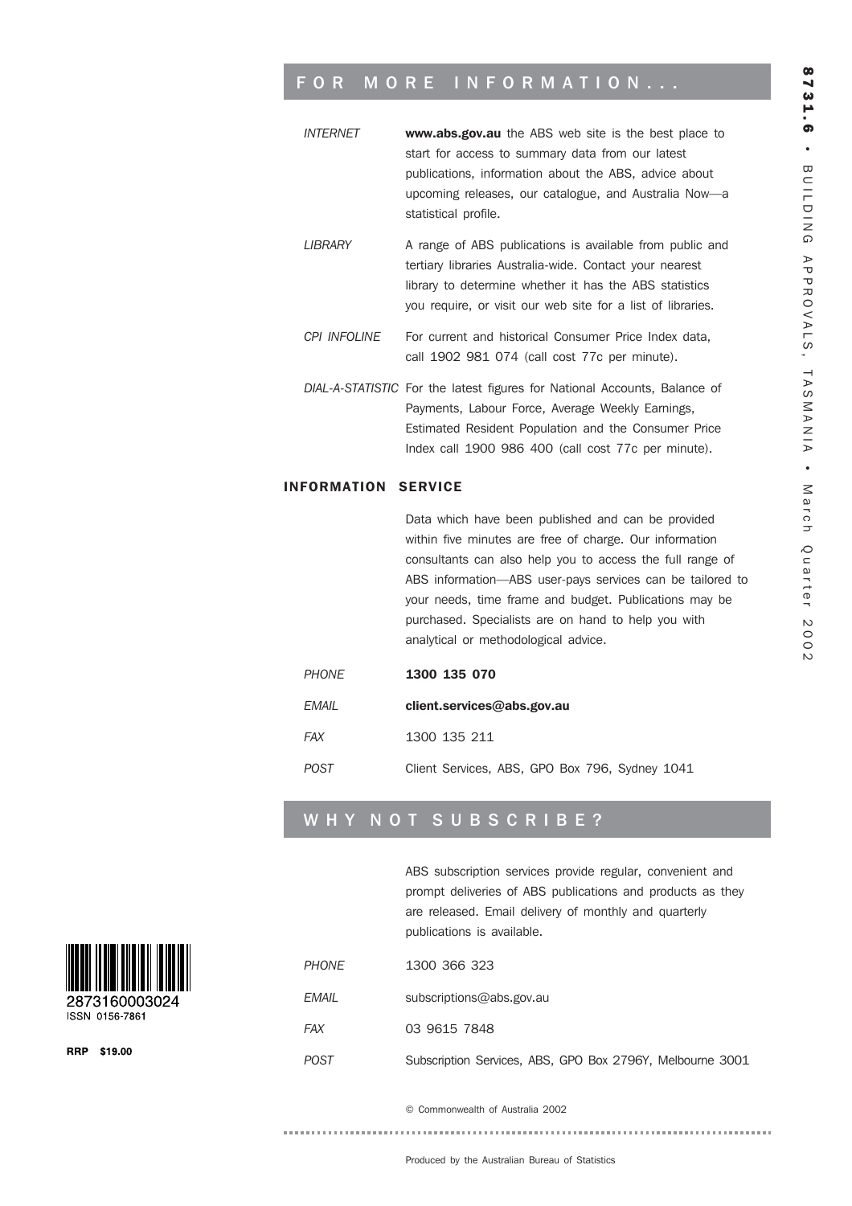## FOR MORE INFORMATION...

| | |
|---|---|
| *INTERNET* | **www.abs.gov.au** the ABS web site is the best place to start for access to summary data from our latest publications, information about the ABS, advice about upcoming releases, our catalogue, and Australia Now—a statistical profile. |
| *LIBRARY* | A range of ABS publications is available from public and tertiary libraries Australia-wide. Contact your nearest library to determine whether it has the ABS statistics you require, or visit our web site for a list of libraries. |
| *CPI INFOLINE* | For current and historical Consumer Price Index data, call 1902 981 074 (call cost 77c per minute). |
| *DIAL-A-STATISTIC* | For the latest figures for National Accounts, Balance of Payments, Labour Force, Average Weekly Earnings, Estimated Resident Population and the Consumer Price Index call 1900 986 400 (call cost 77c per minute). |

### INFORMATION SERVICE

Data which have been published and can be provided within five minutes are free of charge. Our information consultants can also help you to access the full range of ABS information—ABS user-pays services can be tailored to your needs, time frame and budget. Publications may be purchased. Specialists are on hand to help you with analytical or methodological advice.

| | |
|---|---|
| *PHONE* | **1300 135 070** |
| *EMAIL* | **client.services@abs.gov.au** |
| *FAX* | 1300 135 211 |
| *POST* | Client Services, ABS, GPO Box 796, Sydney 1041 |

## WHY NOT SUBSCRIBE?

ABS subscription services provide regular, convenient and prompt deliveries of ABS publications and products as they are released. Email delivery of monthly and quarterly publications is available.

| | |
|---|---|
| *PHONE* | 1300 366 323 |
| *EMAIL* | subscriptions@abs.gov.au |
| *FAX* | 03 9615 7848 |
| *POST* | Subscription Services, ABS, GPO Box 2796Y, Melbourne 3001 |

2873160003024
ISSN 0156-7861

**RRP $19.00**

© Commonwealth of Australia 2002

Produced by the Australian Bureau of Statistics